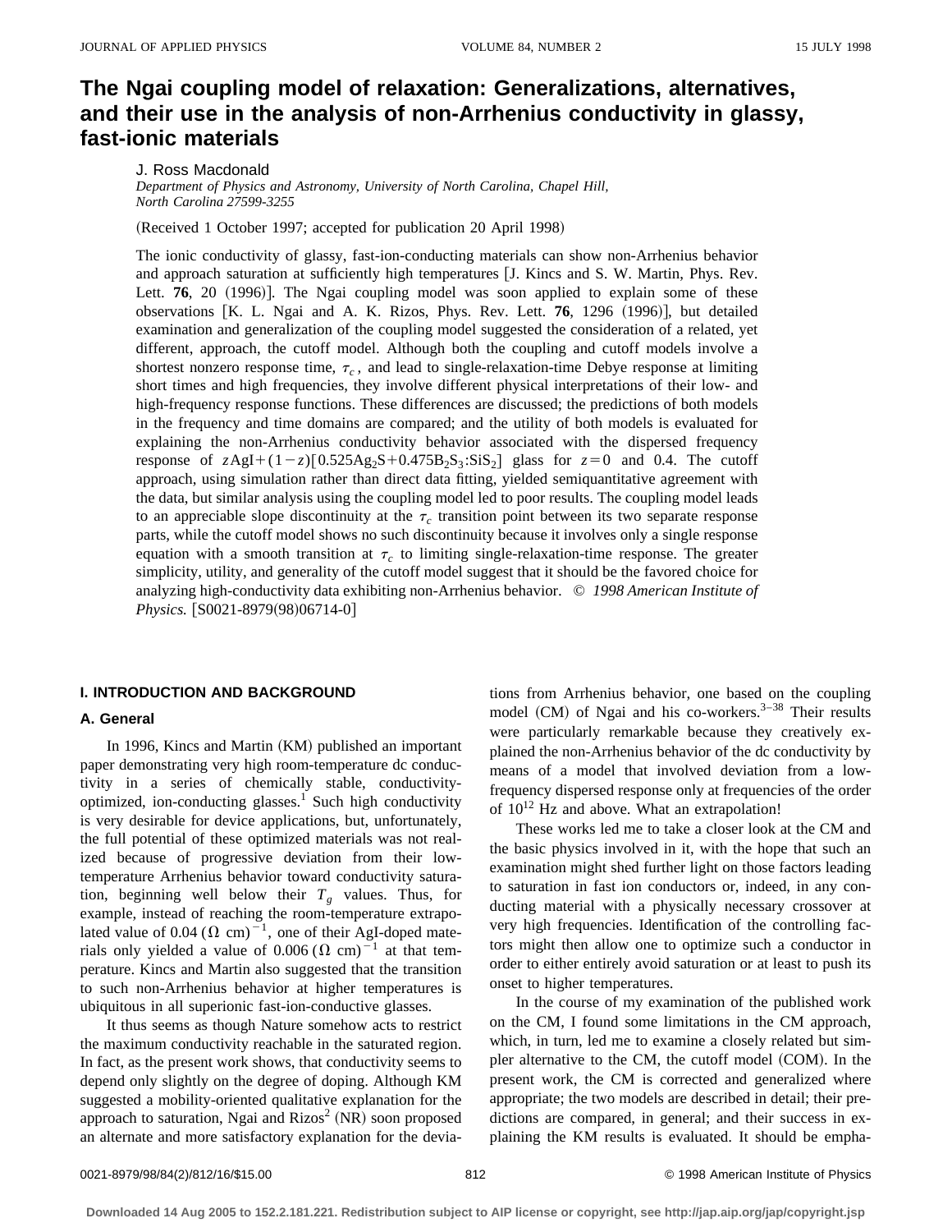# The Ngai coupling model of relaxation: Generalizations, alternatives, and their use in the analysis of non-Arrhenius conductivity in glassy, fast-ionic materials

J. Ross Macdonald

*Department of Physics and Astronomy, University of North Carolina, Chapel Hill, North Carolina 27599-3255*

(Received 1 October 1997; accepted for publication 20 April 1998)

The ionic conductivity of glassy, fast-ion-conducting materials can show non-Arrhenius behavior and approach saturation at sufficiently high temperatures [J. Kincs and S. W. Martin, Phys. Rev. Lett. **76**, 20 (1996)]. The Ngai coupling model was soon applied to explain some of these observations [K. L. Ngai and A. K. Rizos, Phys. Rev. Lett. **76**, 1296 (1996)], but detailed examination and generalization of the coupling model suggested the consideration of a related, yet different, approach, the cutoff model. Although both the coupling and cutoff models involve a shortest nonzero response time, $\tau_c$, and lead to single-relaxation-time Debye response at limiting short times and high frequencies, they involve different physical interpretations of their low- and high-frequency response functions. These differences are discussed; the predictions of both models in the frequency and time domains are compared; and the utility of both models is evaluated for explaining the non-Arrhenius conductivity behavior associated with the dispersed frequency response of $z\mathrm{AgI}+(1-z)[0.525\mathrm{Ag_2S}+0.475\mathrm{B_2S_3}:\mathrm{SiS_2}]$ glass for $z=0$ and 0.4. The cutoff approach, using simulation rather than direct data fitting, yielded semiquantitative agreement with the data, but similar analysis using the coupling model led to poor results. The coupling model leads to an appreciable slope discontinuity at the $\tau_c$ transition point between its two separate response parts, while the cutoff model shows no such discontinuity because it involves only a single response equation with a smooth transition at $\tau_c$ to limiting single-relaxation-time response. The greater simplicity, utility, and generality of the cutoff model suggest that it should be the favored choice for analyzing high-conductivity data exhibiting non-Arrhenius behavior. © *1998 American Institute of Physics.* [S0021-8979(98)06714-0]

## I. INTRODUCTION AND BACKGROUND

### A. General

In 1996, Kincs and Martin (KM) published an important paper demonstrating very high room-temperature dc conductivity in a series of chemically stable, conductivity-optimized, ion-conducting glasses.[1] Such high conductivity is very desirable for device applications, but, unfortunately, the full potential of these optimized materials was not realized because of progressive deviation from their low-temperature Arrhenius behavior toward conductivity saturation, beginning well below their $T_g$ values. Thus, for example, instead of reaching the room-temperature extrapolated value of $0.04\ (\Omega\ \mathrm{cm})^{-1}$, one of their AgI-doped materials only yielded a value of $0.006\ (\Omega\ \mathrm{cm})^{-1}$ at that temperature. Kincs and Martin also suggested that the transition to such non-Arrhenius behavior at higher temperatures is ubiquitous in all superionic fast-ion-conductive glasses.

It thus seems as though Nature somehow acts to restrict the maximum conductivity reachable in the saturated region. In fact, as the present work shows, that conductivity seems to depend only slightly on the degree of doping. Although KM suggested a mobility-oriented qualitative explanation for the approach to saturation, Ngai and Rizos[2] (NR) soon proposed an alternate and more satisfactory explanation for the deviations from Arrhenius behavior, one based on the coupling model (CM) of Ngai and his co-workers.[3–38] Their results were particularly remarkable because they creatively explained the non-Arrhenius behavior of the dc conductivity by means of a model that involved deviation from a low-frequency dispersed response only at frequencies of the order of $10^{12}$ Hz and above. What an extrapolation!

These works led me to take a closer look at the CM and the basic physics involved in it, with the hope that such an examination might shed further light on those factors leading to saturation in fast ion conductors or, indeed, in any conducting material with a physically necessary crossover at very high frequencies. Identification of the controlling factors might then allow one to optimize such a conductor in order to either entirely avoid saturation or at least to push its onset to higher temperatures.

In the course of my examination of the published work on the CM, I found some limitations in the CM approach, which, in turn, led me to examine a closely related but simpler alternative to the CM, the cutoff model (COM). In the present work, the CM is corrected and generalized where appropriate; the two models are described in detail; their predictions are compared, in general; and their success in explaining the KM results is evaluated. It should be empha-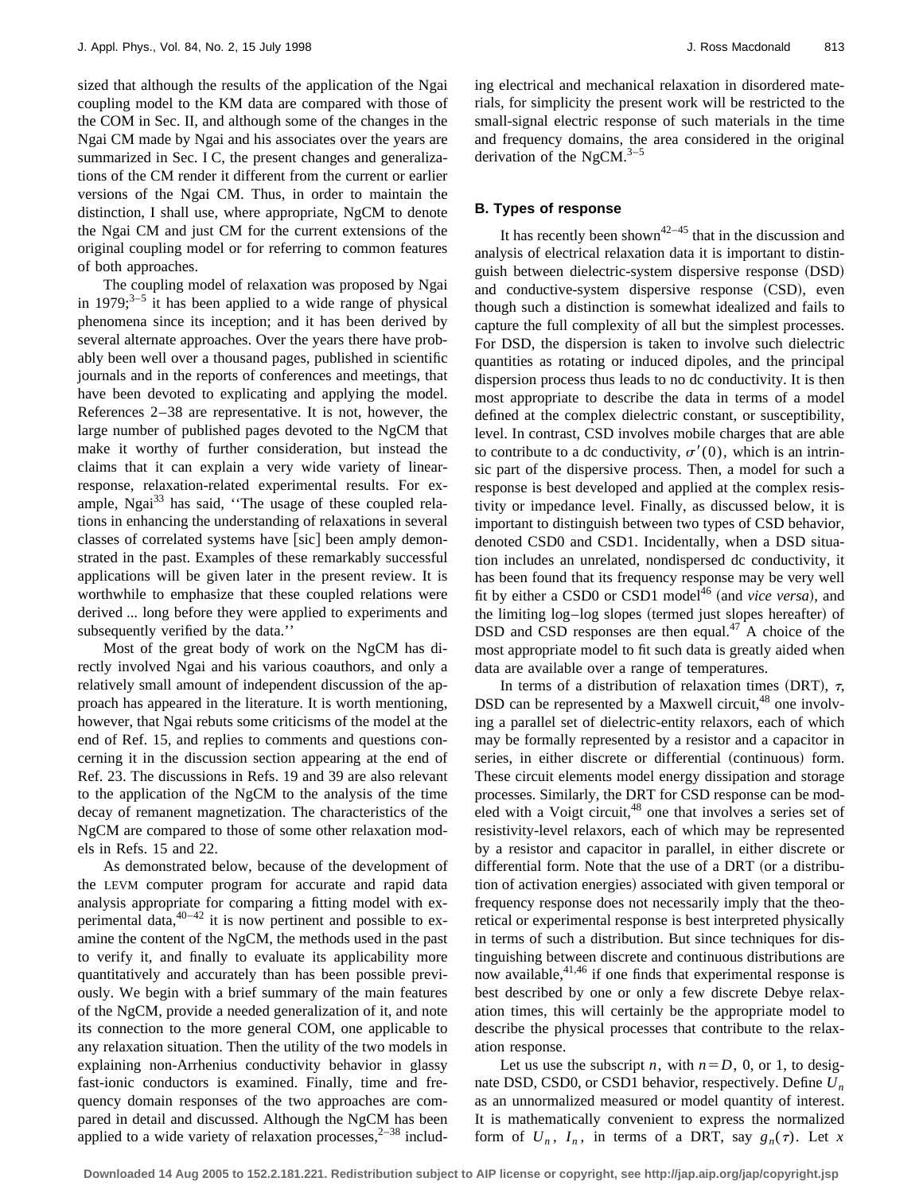sized that although the results of the application of the Ngai coupling model to the KM data are compared with those of the COM in Sec. II, and although some of the changes in the Ngai CM made by Ngai and his associates over the years are summarized in Sec. I C, the present changes and generalizations of the CM render it different from the current or earlier versions of the Ngai CM. Thus, in order to maintain the distinction, I shall use, where appropriate, NgCM to denote the Ngai CM and just CM for the current extensions of the original coupling model or for referring to common features of both approaches.

The coupling model of relaxation was proposed by Ngai in 1979;[3–5] it has been applied to a wide range of physical phenomena since its inception; and it has been derived by several alternate approaches. Over the years there have probably been well over a thousand pages, published in scientific journals and in the reports of conferences and meetings, that have been devoted to explicating and applying the model. References 2–38 are representative. It is not, however, the large number of published pages devoted to the NgCM that make it worthy of further consideration, but instead the claims that it can explain a very wide variety of linear-response, relaxation-related experimental results. For example, Ngai[33] has said, ''The usage of these coupled relations in enhancing the understanding of relaxations in several classes of correlated systems have [sic] been amply demonstrated in the past. Examples of these remarkably successful applications will be given later in the present review. It is worthwhile to emphasize that these coupled relations were derived ... long before they were applied to experiments and subsequently verified by the data.''

Most of the great body of work on the NgCM has directly involved Ngai and his various coauthors, and only a relatively small amount of independent discussion of the approach has appeared in the literature. It is worth mentioning, however, that Ngai rebuts some criticisms of the model at the end of Ref. 15, and replies to comments and questions concerning it in the discussion section appearing at the end of Ref. 23. The discussions in Refs. 19 and 39 are also relevant to the application of the NgCM to the analysis of the time decay of remanent magnetization. The characteristics of the NgCM are compared to those of some other relaxation models in Refs. 15 and 22.

As demonstrated below, because of the development of the LEVM computer program for accurate and rapid data analysis appropriate for comparing a fitting model with experimental data,[40–42] it is now pertinent and possible to examine the content of the NgCM, the methods used in the past to verify it, and finally to evaluate its applicability more quantitatively and accurately than has been possible previously. We begin with a brief summary of the main features of the NgCM, provide a needed generalization of it, and note its connection to the more general COM, one applicable to any relaxation situation. Then the utility of the two models in explaining non-Arrhenius conductivity behavior in glassy fast-ionic conductors is examined. Finally, time and frequency domain responses of the two approaches are compared in detail and discussed. Although the NgCM has been applied to a wide variety of relaxation processes,[2–38] including electrical and mechanical relaxation in disordered materials, for simplicity the present work will be restricted to the small-signal electric response of such materials in the time and frequency domains, the area considered in the original derivation of the NgCM.[3–5]

### B. Types of response

It has recently been shown[42–45] that in the discussion and analysis of electrical relaxation data it is important to distinguish between dielectric-system dispersive response (DSD) and conductive-system dispersive response (CSD), even though such a distinction is somewhat idealized and fails to capture the full complexity of all but the simplest processes. For DSD, the dispersion is taken to involve such dielectric quantities as rotating or induced dipoles, and the principal dispersion process thus leads to no dc conductivity. It is then most appropriate to describe the data in terms of a model defined at the complex dielectric constant, or susceptibility, level. In contrast, CSD involves mobile charges that are able to contribute to a dc conductivity, $\sigma'(0)$, which is an intrinsic part of the dispersive process. Then, a model for such a response is best developed and applied at the complex resistivity or impedance level. Finally, as discussed below, it is important to distinguish between two types of CSD behavior, denoted CSD0 and CSD1. Incidentally, when a DSD situation includes an unrelated, nondispersed dc conductivity, it has been found that its frequency response may be very well fit by either a CSD0 or CSD1 model[46] (and *vice versa*), and the limiting log–log slopes (termed just slopes hereafter) of DSD and CSD responses are then equal.[47] A choice of the most appropriate model to fit such data is greatly aided when data are available over a range of temperatures.

In terms of a distribution of relaxation times (DRT), $\tau$, DSD can be represented by a Maxwell circuit,[48] one involving a parallel set of dielectric-entity relaxors, each of which may be formally represented by a resistor and a capacitor in series, in either discrete or differential (continuous) form. These circuit elements model energy dissipation and storage processes. Similarly, the DRT for CSD response can be modeled with a Voigt circuit,[48] one that involves a series set of resistivity-level relaxors, each of which may be represented by a resistor and capacitor in parallel, in either discrete or differential form. Note that the use of a DRT (or a distribution of activation energies) associated with given temporal or frequency response does not necessarily imply that the theoretical or experimental response is best interpreted physically in terms of such a distribution. But since techniques for distinguishing between discrete and continuous distributions are now available,[41,46] if one finds that experimental response is best described by one or only a few discrete Debye relaxation times, this will certainly be the appropriate model to describe the physical processes that contribute to the relaxation response.

Let us use the subscript $n$, with $n=D$, 0, or 1, to designate DSD, CSD0, or CSD1 behavior, respectively. Define $U_n$ as an unnormalized measured or model quantity of interest. It is mathematically convenient to express the normalized form of $U_n$, $I_n$, in terms of a DRT, say $g_n(\tau)$. Let $x$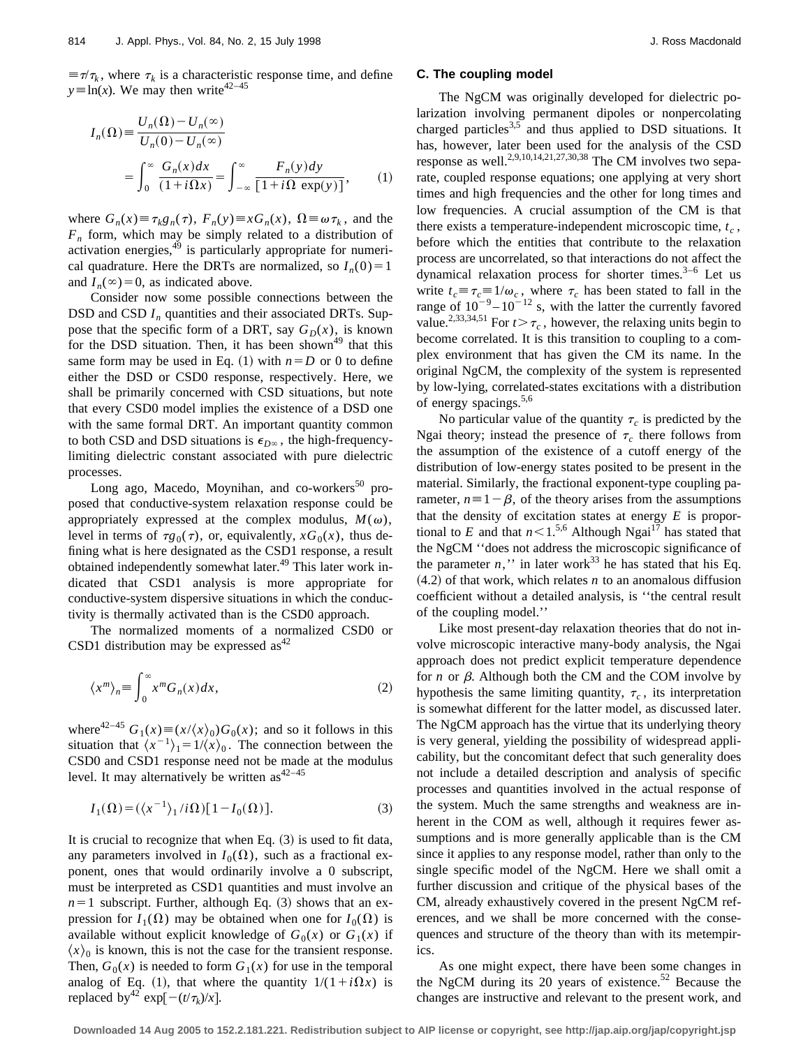$\equiv \tau/\tau_k$, where $\tau_k$ is a characteristic response time, and define $y \equiv \ln(x)$. We may then write[42–45]

$$I_n(\Omega) \equiv \frac{U_n(\Omega) - U_n(\infty)}{U_n(0) - U_n(\infty)} = \int_0^\infty \frac{G_n(x)dx}{(1+i\Omega x)} = \int_{-\infty}^\infty \frac{F_n(y)dy}{[1+i\Omega \exp(y)]}, \tag{1}$$

where $G_n(x) \equiv \tau_k g_n(\tau)$, $F_n(y) \equiv x G_n(x)$, $\Omega \equiv \omega\tau_k$, and the $F_n$ form, which may be simply related to a distribution of activation energies,[49] is particularly appropriate for numerical quadrature. Here the DRTs are normalized, so $I_n(0)=1$ and $I_n(\infty)=0$, as indicated above.

Consider now some possible connections between the DSD and CSD $I_n$ quantities and their associated DRTs. Suppose that the specific form of a DRT, say $G_D(x)$, is known for the DSD situation. Then, it has been shown[49] that this same form may be used in Eq. (1) with $n=D$ or 0 to define either the DSD or CSD0 response, respectively. Here, we shall be primarily concerned with CSD situations, but note that every CSD0 model implies the existence of a DSD one with the same formal DRT. An important quantity common to both CSD and DSD situations is $\epsilon_{D\infty}$, the high-frequency-limiting dielectric constant associated with pure dielectric processes.

Long ago, Macedo, Moynihan, and co-workers[50] proposed that conductive-system relaxation response could be appropriately expressed at the complex modulus, $M(\omega)$, level in terms of $\tau g_0(\tau)$, or, equivalently, $xG_0(x)$, thus defining what is here designated as the CSD1 response, a result obtained independently somewhat later.[49] This later work indicated that CSD1 analysis is more appropriate for conductive-system dispersive situations in which the conductivity is thermally activated than is the CSD0 approach.

The normalized moments of a normalized CSD0 or CSD1 distribution may be expressed as[42]

$$\langle x^m \rangle_n \equiv \int_0^\infty x^m G_n(x) dx, \tag{2}$$

where[42–45] $G_1(x) \equiv (x/\langle x \rangle_0) G_0(x)$; and so it follows in this situation that $\langle x^{-1} \rangle_1 = 1/\langle x \rangle_0$. The connection between the CSD0 and CSD1 response need not be made at the modulus level. It may alternatively be written as[42–45]

$$I_1(\Omega) = (\langle x^{-1} \rangle_1 / i\Omega)[1 - I_0(\Omega)]. \tag{3}$$

It is crucial to recognize that when Eq. (3) is used to fit data, any parameters involved in $I_0(\Omega)$, such as a fractional exponent, ones that would ordinarily involve a 0 subscript, must be interpreted as CSD1 quantities and must involve an $n=1$ subscript. Further, although Eq. (3) shows that an expression for $I_1(\Omega)$ may be obtained when one for $I_0(\Omega)$ is available without explicit knowledge of $G_0(x)$ or $G_1(x)$ if $\langle x \rangle_0$ is known, this is not the case for the transient response. Then, $G_0(x)$ is needed to form $G_1(x)$ for use in the temporal analog of Eq. (1), that where the quantity $1/(1+i\Omega x)$ is replaced by[42] $\exp[-(t/\tau_k)/x]$.

### C. The coupling model

The NgCM was originally developed for dielectric polarization involving permanent dipoles or nonpercolating charged particles[3,5] and thus applied to DSD situations. It has, however, later been used for the analysis of the CSD response as well.[2,9,10,14,21,27,30,38] The CM involves two separate, coupled response equations; one applying at very short times and high frequencies and the other for long times and low frequencies. A crucial assumption of the CM is that there exists a temperature-independent microscopic time, $t_c$, before which the entities that contribute to the relaxation process are uncorrelated, so that interactions do not affect the dynamical relaxation process for shorter times.[3–6] Let us write $t_c \equiv \tau_c \equiv 1/\omega_c$, where $\tau_c$ has been stated to fall in the range of $10^{-9}$–$10^{-12}$ s, with the latter the currently favored value.[2,33,34,51] For $t > \tau_c$, however, the relaxing units begin to become correlated. It is this transition to coupling to a complex environment that has given the CM its name. In the original NgCM, the complexity of the system is represented by low-lying, correlated-states excitations with a distribution of energy spacings.[5,6]

No particular value of the quantity $\tau_c$ is predicted by the Ngai theory; instead the presence of $\tau_c$ there follows from the assumption of the existence of a cutoff energy of the distribution of low-energy states posited to be present in the material. Similarly, the fractional exponent-type coupling parameter, $n \equiv 1 - \beta$, of the theory arises from the assumptions that the density of excitation states at energy $E$ is proportional to $E$ and that $n < 1$.[5,6] Although Ngai[17] has stated that the NgCM ''does not address the microscopic significance of the parameter $n$,'' in later work[33] he has stated that his Eq. (4.2) of that work, which relates $n$ to an anomalous diffusion coefficient without a detailed analysis, is ''the central result of the coupling model.''

Like most present-day relaxation theories that do not involve microscopic interactive many-body analysis, the Ngai approach does not predict explicit temperature dependence for $n$ or $\beta$. Although both the CM and the COM involve by hypothesis the same limiting quantity, $\tau_c$, its interpretation is somewhat different for the latter model, as discussed later. The NgCM approach has the virtue that its underlying theory is very general, yielding the possibility of widespread applicability, but the concomitant defect that such generality does not include a detailed description and analysis of specific processes and quantities involved in the actual response of the system. Much the same strengths and weakness are inherent in the COM as well, although it requires fewer assumptions and is more generally applicable than is the CM since it applies to any response model, rather than only to the single specific model of the NgCM. Here we shall omit a further discussion and critique of the physical bases of the CM, already exhaustively covered in the present NgCM references, and we shall be more concerned with the consequences and structure of the theory than with its metempirics.

As one might expect, there have been some changes in the NgCM during its 20 years of existence.[52] Because the changes are instructive and relevant to the present work, and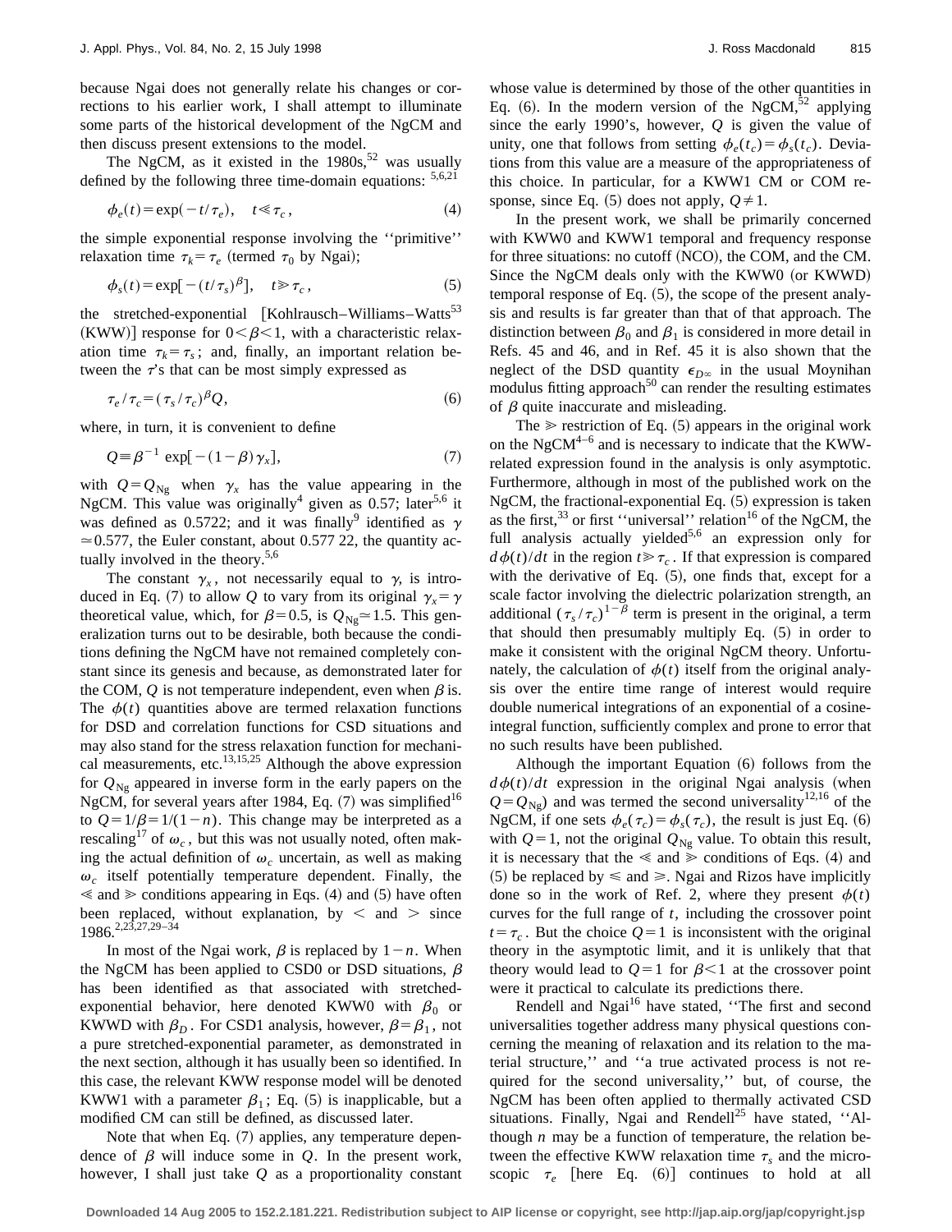because Ngai does not generally relate his changes or corrections to his earlier work, I shall attempt to illuminate some parts of the historical development of the NgCM and then discuss present extensions to the model.

The NgCM, as it existed in the 1980s,[52] was usually defined by the following three time-domain equations: [5,6,21]

$$\phi_e(t) = \exp(-t/\tau_e), \quad t \ll \tau_c, \tag{4}$$

the simple exponential response involving the ''primitive'' relaxation time $\tau_k = \tau_e$ (termed $\tau_0$ by Ngai);

$$\phi_s(t) = \exp[-(t/\tau_s)^\beta], \quad t \gg \tau_c, \tag{5}$$

the stretched-exponential [Kohlrausch–Williams–Watts[53] (KWW)] response for $0<\beta<1$, with a characteristic relaxation time $\tau_k = \tau_s$; and, finally, an important relation between the $\tau$'s that can be most simply expressed as

$$\tau_e/\tau_c = (\tau_s/\tau_c)^\beta Q, \tag{6}$$

where, in turn, it is convenient to define

$$Q \equiv \beta^{-1} \exp[-(1-\beta)\gamma_x], \tag{7}$$

with $Q = Q_{\rm Ng}$ when $\gamma_x$ has the value appearing in the NgCM. This value was originally[4] given as 0.57; later[5,6] it was defined as 0.5722; and it was finally[9] identified as $\gamma \simeq 0.577$, the Euler constant, about 0.577 22, the quantity actually involved in the theory.[5,6]

The constant $\gamma_x$, not necessarily equal to $\gamma$, is introduced in Eq. (7) to allow $Q$ to vary from its original $\gamma_x = \gamma$ theoretical value, which, for $\beta = 0.5$, is $Q_{\rm Ng} \simeq 1.5$. This generalization turns out to be desirable, both because the conditions defining the NgCM have not remained completely constant since its genesis and because, as demonstrated later for the COM, $Q$ is not temperature independent, even when $\beta$ is. The $\phi(t)$ quantities above are termed relaxation functions for DSD and correlation functions for CSD situations and may also stand for the stress relaxation function for mechanical measurements, etc.[13,15,25] Although the above expression for $Q_{\rm Ng}$ appeared in inverse form in the early papers on the NgCM, for several years after 1984, Eq. (7) was simplified[16] to $Q = 1/\beta = 1/(1-n)$. This change may be interpreted as a rescaling[17] of $\omega_c$, but this was not usually noted, often making the actual definition of $\omega_c$ uncertain, as well as making $\omega_c$ itself potentially temperature dependent. Finally, the $\ll$ and $\gg$ conditions appearing in Eqs. (4) and (5) have often been replaced, without explanation, by $<$ and $>$ since 1986.[2,23,27,29–34]

In most of the Ngai work, $\beta$ is replaced by $1-n$. When the NgCM has been applied to CSD0 or DSD situations, $\beta$ has been identified as that associated with stretched-exponential behavior, here denoted KWW0 with $\beta_0$ or KWWD with $\beta_D$. For CSD1 analysis, however, $\beta = \beta_1$, not a pure stretched-exponential parameter, as demonstrated in the next section, although it has usually been so identified. In this case, the relevant KWW response model will be denoted KWW1 with a parameter $\beta_1$; Eq. (5) is inapplicable, but a modified CM can still be defined, as discussed later.

Note that when Eq. (7) applies, any temperature dependence of $\beta$ will induce some in $Q$. In the present work, however, I shall just take $Q$ as a proportionality constant whose value is determined by those of the other quantities in Eq. (6). In the modern version of the NgCM,[52] applying since the early 1990's, however, $Q$ is given the value of unity, one that follows from setting $\phi_e(t_c) = \phi_s(t_c)$. Deviations from this value are a measure of the appropriateness of this choice. In particular, for a KWW1 CM or COM response, since Eq. (5) does not apply, $Q \neq 1$.

In the present work, we shall be primarily concerned with KWW0 and KWW1 temporal and frequency response for three situations: no cutoff (NCO), the COM, and the CM. Since the NgCM deals only with the KWW0 (or KWWD) temporal response of Eq. (5), the scope of the present analysis and results is far greater than that of that approach. The distinction between $\beta_0$ and $\beta_1$ is considered in more detail in Refs. 45 and 46, and in Ref. 45 it is also shown that the neglect of the DSD quantity $\epsilon_{D\infty}$ in the usual Moynihan modulus fitting approach[50] can render the resulting estimates of $\beta$ quite inaccurate and misleading.

The $\gg$ restriction of Eq. (5) appears in the original work on the NgCM[4–6] and is necessary to indicate that the KWW-related expression found in the analysis is only asymptotic. Furthermore, although in most of the published work on the NgCM, the fractional-exponential Eq. (5) expression is taken as the first,[33] or first ''universal'' relation[16] of the NgCM, the full analysis actually yielded[5,6] an expression only for $d\phi(t)/dt$ in the region $t \gg \tau_c$. If that expression is compared with the derivative of Eq. (5), one finds that, except for a scale factor involving the dielectric polarization strength, an additional $(\tau_s/\tau_c)^{1-\beta}$ term is present in the original, a term that should then presumably multiply Eq. (5) in order to make it consistent with the original NgCM theory. Unfortunately, the calculation of $\phi(t)$ itself from the original analysis over the entire time range of interest would require double numerical integrations of an exponential of a cosine-integral function, sufficiently complex and prone to error that no such results have been published.

Although the important Equation (6) follows from the $d\phi(t)/dt$ expression in the original Ngai analysis (when $Q = Q_{\rm Ng}$) and was termed the second universality[12,16] of the NgCM, if one sets $\phi_e(\tau_c) = \phi_s(\tau_c)$, the result is just Eq. (6) with $Q = 1$, not the original $Q_{\rm Ng}$ value. To obtain this result, it is necessary that the $\ll$ and $\gg$ conditions of Eqs. (4) and (5) be replaced by $\leqslant$ and $\geqslant$. Ngai and Rizos have implicitly done so in the work of Ref. 2, where they present $\phi(t)$ curves for the full range of $t$, including the crossover point $t = \tau_c$. But the choice $Q = 1$ is inconsistent with the original theory in the asymptotic limit, and it is unlikely that that theory would lead to $Q = 1$ for $\beta < 1$ at the crossover point were it practical to calculate its predictions there.

Rendell and Ngai[16] have stated, ''The first and second universalities together address many physical questions concerning the meaning of relaxation and its relation to the material structure,'' and ''a true activated process is not required for the second universality,'' but, of course, the NgCM has been often applied to thermally activated CSD situations. Finally, Ngai and Rendell[25] have stated, ''Although $n$ may be a function of temperature, the relation between the effective KWW relaxation time $\tau_s$ and the microscopic $\tau_e$ [here Eq. (6)] continues to hold at all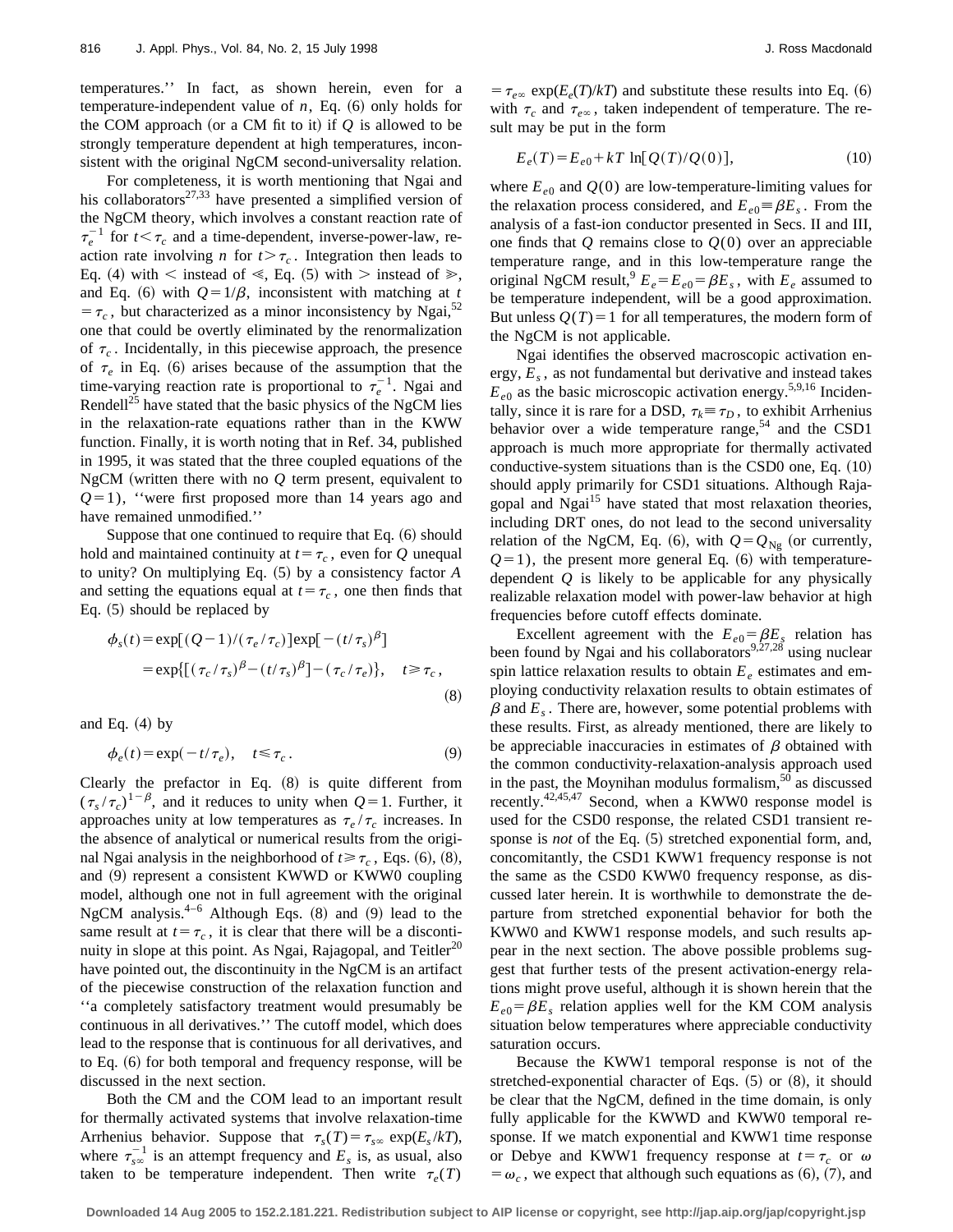temperatures.'' In fact, as shown herein, even for a temperature-independent value of $n$, Eq. (6) only holds for the COM approach (or a CM fit to it) if $Q$ is allowed to be strongly temperature dependent at high temperatures, inconsistent with the original NgCM second-universality relation.

For completeness, it is worth mentioning that Ngai and his collaborators[27,33] have presented a simplified version of the NgCM theory, which involves a constant reaction rate of $\tau_e^{-1}$ for $t<\tau_c$ and a time-dependent, inverse-power-law, reaction rate involving $n$ for $t>\tau_c$. Integration then leads to Eq. (4) with $<$ instead of $\ll$, Eq. (5) with $>$ instead of $\gg$, and Eq. (6) with $Q=1/\beta$, inconsistent with matching at $t=\tau_c$, but characterized as a minor inconsistency by Ngai,[52] one that could be overtly eliminated by the renormalization of $\tau_c$. Incidentally, in this piecewise approach, the presence of $\tau_e$ in Eq. (6) arises because of the assumption that the time-varying reaction rate is proportional to $\tau_e^{-1}$. Ngai and Rendell[25] have stated that the basic physics of the NgCM lies in the relaxation-rate equations rather than in the KWW function. Finally, it is worth noting that in Ref. 34, published in 1995, it was stated that the three coupled equations of the NgCM (written there with no $Q$ term present, equivalent to $Q=1$), ''were first proposed more than 14 years ago and have remained unmodified.''

Suppose that one continued to require that Eq. (6) should hold and maintained continuity at $t=\tau_c$, even for $Q$ unequal to unity? On multiplying Eq. (5) by a consistency factor $A$ and setting the equations equal at $t=\tau_c$, one then finds that Eq. (5) should be replaced by

$$\phi_s(t)=\exp[(Q-1)/(\tau_e/\tau_c)]\exp[-(t/\tau_s)^{\beta}]$$
$$=\exp\{[(\tau_c/\tau_s)^{\beta}-(t/\tau_s)^{\beta}]-(\tau_c/\tau_e)\},\quad t\geq\tau_c, \tag{8}$$

and Eq. (4) by

$$\phi_e(t)=\exp(-t/\tau_e),\quad t\leq\tau_c. \tag{9}$$

Clearly the prefactor in Eq. (8) is quite different from $(\tau_s/\tau_c)^{1-\beta}$, and it reduces to unity when $Q=1$. Further, it approaches unity at low temperatures as $\tau_e/\tau_c$ increases. In the absence of analytical or numerical results from the original Ngai analysis in the neighborhood of $t\geq\tau_c$, Eqs. (6), (8), and (9) represent a consistent KWWD or KWW0 coupling model, although one not in full agreement with the original NgCM analysis.[4–6] Although Eqs. (8) and (9) lead to the same result at $t=\tau_c$, it is clear that there will be a discontinuity in slope at this point. As Ngai, Rajagopal, and Teitler[20] have pointed out, the discontinuity in the NgCM is an artifact of the piecewise construction of the relaxation function and ''a completely satisfactory treatment would presumably be continuous in all derivatives.'' The cutoff model, which does lead to the response that is continuous for all derivatives, and to Eq. (6) for both temporal and frequency response, will be discussed in the next section.

Both the CM and the COM lead to an important result for thermally activated systems that involve relaxation-time Arrhenius behavior. Suppose that $\tau_s(T)=\tau_{s\infty}\exp(E_s/kT)$, where $\tau_{s\infty}^{-1}$ is an attempt frequency and $E_s$ is, as usual, also taken to be temperature independent. Then write $\tau_e(T)=\tau_{e\infty}\exp(E_e(T)/kT)$ and substitute these results into Eq. (6) with $\tau_c$ and $\tau_{e\infty}$, taken independent of temperature. The result may be put in the form

$$E_e(T)=E_{e0}+kT\ln[Q(T)/Q(0)], \tag{10}$$

where $E_{e0}$ and $Q(0)$ are low-temperature-limiting values for the relaxation process considered, and $E_{e0}\equiv\beta E_s$. From the analysis of a fast-ion conductor presented in Secs. II and III, one finds that $Q$ remains close to $Q(0)$ over an appreciable temperature range, and in this low-temperature range the original NgCM result,[9] $E_e=E_{e0}=\beta E_s$, with $E_e$ assumed to be temperature independent, will be a good approximation. But unless $Q(T)=1$ for all temperatures, the modern form of the NgCM is not applicable.

Ngai identifies the observed macroscopic activation energy, $E_s$, as not fundamental but derivative and instead takes $E_{e0}$ as the basic microscopic activation energy.[5,9,16] Incidentally, since it is rare for a DSD, $\tau_k\equiv\tau_D$, to exhibit Arrhenius behavior over a wide temperature range,[54] and the CSD1 approach is much more appropriate for thermally activated conductive-system situations than is the CSD0 one, Eq. (10) should apply primarily for CSD1 situations. Although Rajagopal and Ngai[15] have stated that most relaxation theories, including DRT ones, do not lead to the second universality relation of the NgCM, Eq. (6), with $Q=Q_{\mathrm{Ng}}$ (or currently, $Q=1$), the present more general Eq. (6) with temperature-dependent $Q$ is likely to be applicable for any physically realizable relaxation model with power-law behavior at high frequencies before cutoff effects dominate.

Excellent agreement with the $E_{e0}=\beta E_s$ relation has been found by Ngai and his collaborators[9,27,28] using nuclear spin lattice relaxation results to obtain $E_e$ estimates and employing conductivity relaxation results to obtain estimates of $\beta$ and $E_s$. There are, however, some potential problems with these results. First, as already mentioned, there are likely to be appreciable inaccuracies in estimates of $\beta$ obtained with the common conductivity-relaxation-analysis approach used in the past, the Moynihan modulus formalism,[50] as discussed recently.[42,45,47] Second, when a KWW0 response model is used for the CSD0 response, the related CSD1 transient response is *not* of the Eq. (5) stretched exponential form, and, concomitantly, the CSD1 KWW1 frequency response is not the same as the CSD0 KWW0 frequency response, as discussed later herein. It is worthwhile to demonstrate the departure from stretched exponential behavior for both the KWW0 and KWW1 response models, and such results appear in the next section. The above possible problems suggest that further tests of the present activation-energy relations might prove useful, although it is shown herein that the $E_{e0}=\beta E_s$ relation applies well for the KM COM analysis situation below temperatures where appreciable conductivity saturation occurs.

Because the KWW1 temporal response is not of the stretched-exponential character of Eqs. (5) or (8), it should be clear that the NgCM, defined in the time domain, is only fully applicable for the KWWD and KWW0 temporal response. If we match exponential and KWW1 time response or Debye and KWW1 frequency response at $t=\tau_c$ or $\omega=\omega_c$, we expect that although such equations as (6), (7), and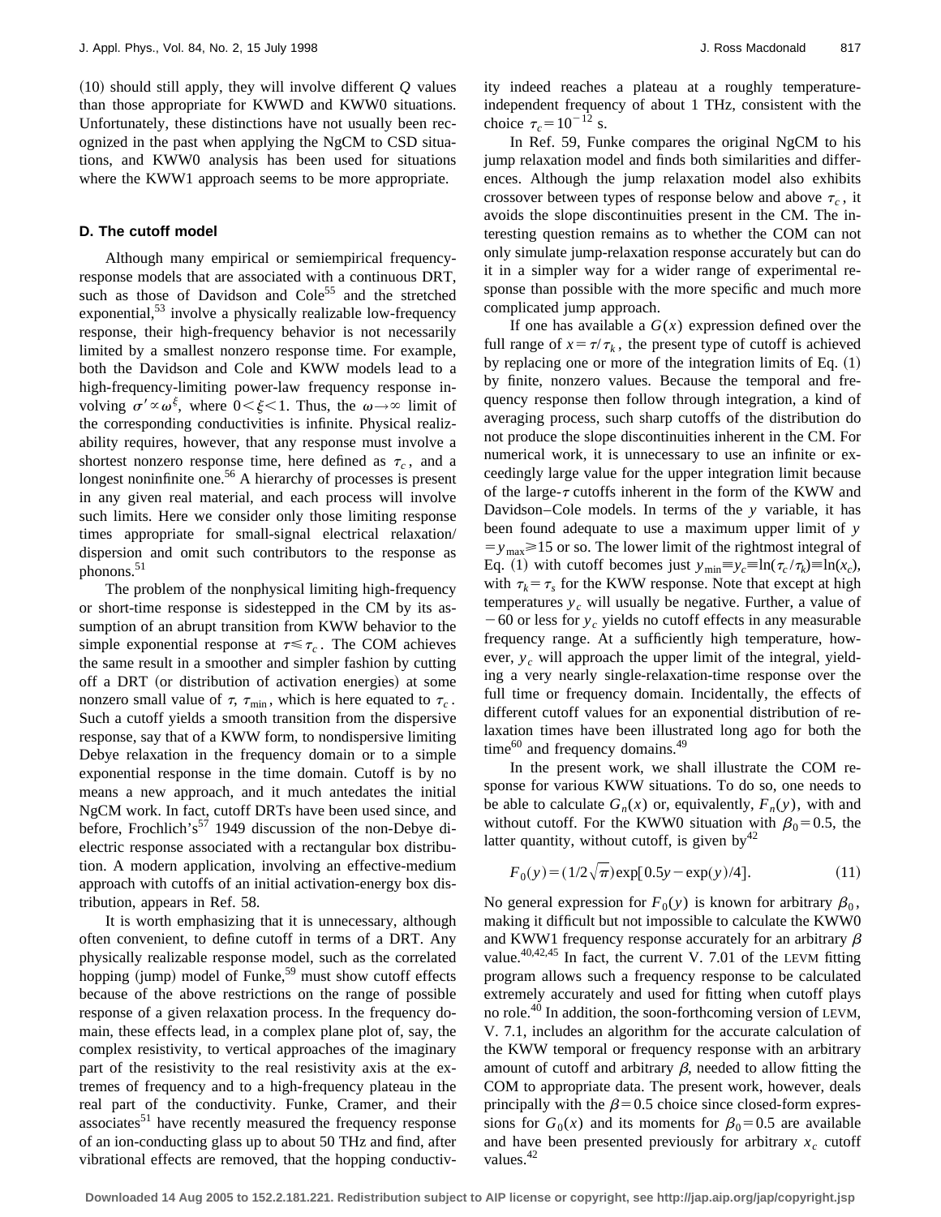(10) should still apply, they will involve different $Q$ values than those appropriate for KWWD and KWW0 situations. Unfortunately, these distinctions have not usually been recognized in the past when applying the NgCM to CSD situations, and KWW0 analysis has been used for situations where the KWW1 approach seems to be more appropriate.

### D. The cutoff model

Although many empirical or semiempirical frequency-response models that are associated with a continuous DRT, such as those of Davidson and Cole[55] and the stretched exponential,[53] involve a physically realizable low-frequency response, their high-frequency behavior is not necessarily limited by a smallest nonzero response time. For example, both the Davidson and Cole and KWW models lead to a high-frequency-limiting power-law frequency response involving $\sigma' \propto \omega^{\xi}$, where $0<\xi<1$. Thus, the $\omega\to\infty$ limit of the corresponding conductivities is infinite. Physical realizability requires, however, that any response must involve a shortest nonzero response time, here defined as $\tau_c$, and a longest noninfinite one.[56] A hierarchy of processes is present in any given real material, and each process will involve such limits. Here we consider only those limiting response times appropriate for small-signal electrical relaxation/dispersion and omit such contributors to the response as phonons.[51]

The problem of the nonphysical limiting high-frequency or short-time response is sidestepped in the CM by its assumption of an abrupt transition from KWW behavior to the simple exponential response at $\tau \leqslant \tau_c$. The COM achieves the same result in a smoother and simpler fashion by cutting off a DRT (or distribution of activation energies) at some nonzero small value of $\tau$, $\tau_{\min}$, which is here equated to $\tau_c$. Such a cutoff yields a smooth transition from the dispersive response, say that of a KWW form, to nondispersive limiting Debye relaxation in the frequency domain or to a simple exponential response in the time domain. Cutoff is by no means a new approach, and it much antedates the initial NgCM work. In fact, cutoff DRTs have been used since, and before, Frochlich's[57] 1949 discussion of the non-Debye dielectric response associated with a rectangular box distribution. A modern application, involving an effective-medium approach with cutoffs of an initial activation-energy box distribution, appears in Ref. 58.

It is worth emphasizing that it is unnecessary, although often convenient, to define cutoff in terms of a DRT. Any physically realizable response model, such as the correlated hopping (jump) model of Funke,[59] must show cutoff effects because of the above restrictions on the range of possible response of a given relaxation process. In the frequency domain, these effects lead, in a complex plane plot of, say, the complex resistivity, to vertical approaches of the imaginary part of the resistivity to the real resistivity axis at the extremes of frequency and to a high-frequency plateau in the real part of the conductivity. Funke, Cramer, and their associates[51] have recently measured the frequency response of an ion-conducting glass up to about 50 THz and find, after vibrational effects are removed, that the hopping conductivity indeed reaches a plateau at a roughly temperature-independent frequency of about 1 THz, consistent with the choice $\tau_c = 10^{-12}$ s.

In Ref. 59, Funke compares the original NgCM to his jump relaxation model and finds both similarities and differences. Although the jump relaxation model also exhibits crossover between types of response below and above $\tau_c$, it avoids the slope discontinuities present in the CM. The interesting question remains as to whether the COM can not only simulate jump-relaxation response accurately but can do it in a simpler way for a wider range of experimental response than possible with the more specific and much more complicated jump approach.

If one has available a $G(x)$ expression defined over the full range of $x=\tau/\tau_k$, the present type of cutoff is achieved by replacing one or more of the integration limits of Eq. (1) by finite, nonzero values. Because the temporal and frequency response then follow through integration, a kind of averaging process, such sharp cutoffs of the distribution do not produce the slope discontinuities inherent in the CM. For numerical work, it is unnecessary to use an infinite or exceedingly large value for the upper integration limit because of the large-$\tau$ cutoffs inherent in the form of the KWW and Davidson–Cole models. In terms of the $y$ variable, it has been found adequate to use a maximum upper limit of $y = y_{\max} \geqslant 15$ or so. The lower limit of the rightmost integral of Eq. (1) with cutoff becomes just $y_{\min} \equiv y_c \equiv \ln(\tau_c/\tau_k) \equiv \ln(x_c)$, with $\tau_k = \tau_s$ for the KWW response. Note that except at high temperatures $y_c$ will usually be negative. Further, a value of $-60$ or less for $y_c$ yields no cutoff effects in any measurable frequency range. At a sufficiently high temperature, however, $y_c$ will approach the upper limit of the integral, yielding a very nearly single-relaxation-time response over the full time or frequency domain. Incidentally, the effects of different cutoff values for an exponential distribution of relaxation times have been illustrated long ago for both the time[60] and frequency domains.[49]

In the present work, we shall illustrate the COM response for various KWW situations. To do so, one needs to be able to calculate $G_n(x)$ or, equivalently, $F_n(y)$, with and without cutoff. For the KWW0 situation with $\beta_0 = 0.5$, the latter quantity, without cutoff, is given by[42]

$$F_0(y) = (1/2\sqrt{\pi})\exp[0.5y - \exp(y)/4]. \tag{11}$$

No general expression for $F_0(y)$ is known for arbitrary $\beta_0$, making it difficult but not impossible to calculate the KWW0 and KWW1 frequency response accurately for an arbitrary $\beta$ value.[40,42,45] In fact, the current V. 7.01 of the LEVM fitting program allows such a frequency response to be calculated extremely accurately and used for fitting when cutoff plays no role.[40] In addition, the soon-forthcoming version of LEVM, V. 7.1, includes an algorithm for the accurate calculation of the KWW temporal or frequency response with an arbitrary amount of cutoff and arbitrary $\beta$, needed to allow fitting the COM to appropriate data. The present work, however, deals principally with the $\beta = 0.5$ choice since closed-form expressions for $G_0(x)$ and its moments for $\beta_0 = 0.5$ are available and have been presented previously for arbitrary $x_c$ cutoff values.[42]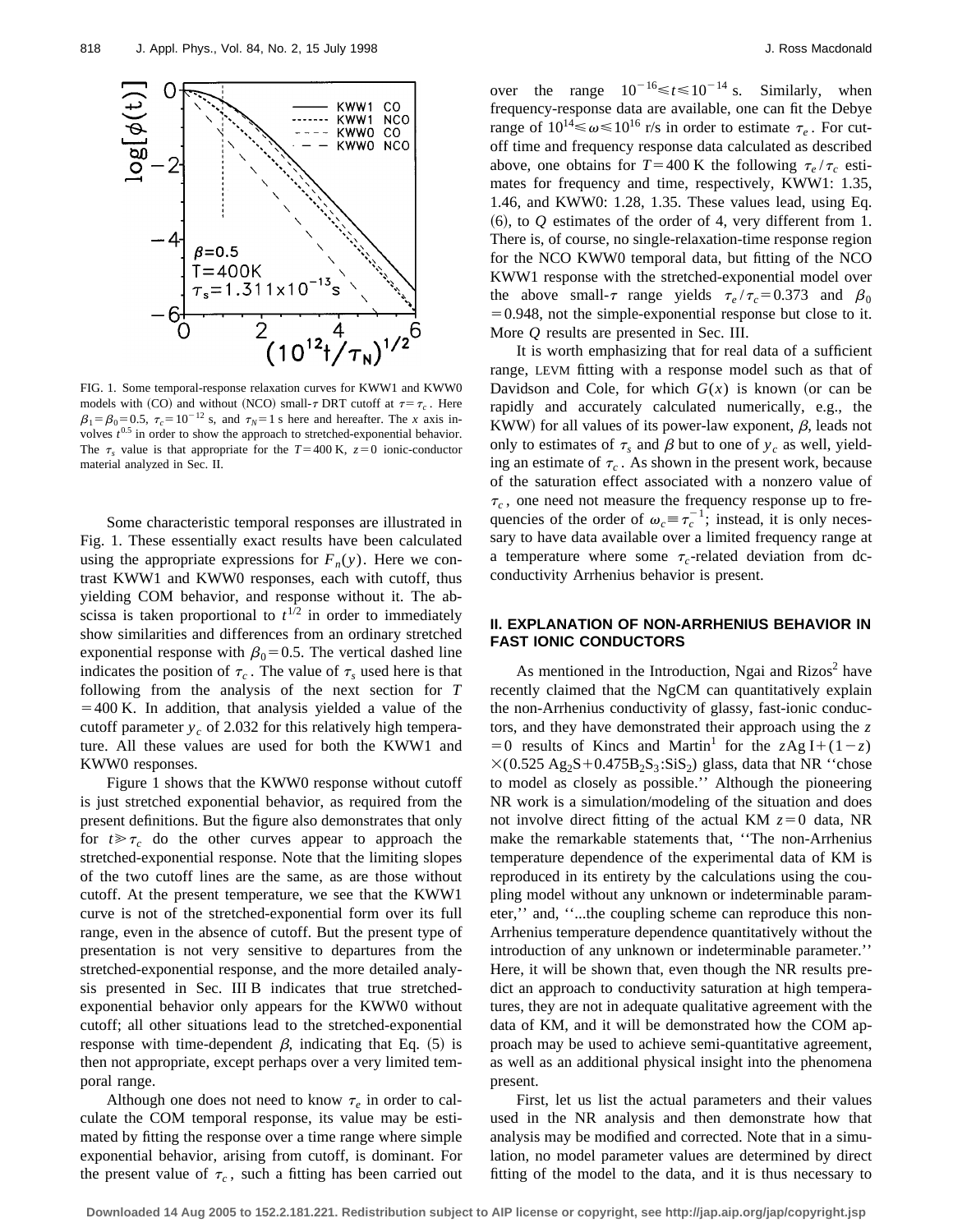FIG. 1. Some temporal-response relaxation curves for KWW1 and KWW0 models with (CO) and without (NCO) small-$\tau$ DRT cutoff at $\tau=\tau_c$. Here $\beta_1=\beta_0=0.5$, $\tau_c=10^{-12}$ s, and $\tau_N=1$ s here and hereafter. The $x$ axis involves $t^{0.5}$ in order to show the approach to stretched-exponential behavior. The $\tau_s$ value is that appropriate for the $T=400$ K, $z=0$ ionic-conductor material analyzed in Sec. II.

Some characteristic temporal responses are illustrated in Fig. 1. These essentially exact results have been calculated using the appropriate expressions for $F_n(y)$. Here we contrast KWW1 and KWW0 responses, each with cutoff, thus yielding COM behavior, and response without it. The abscissa is taken proportional to $t^{1/2}$ in order to immediately show similarities and differences from an ordinary stretched exponential response with $\beta_0=0.5$. The vertical dashed line indicates the position of $\tau_c$. The value of $\tau_s$ used here is that following from the analysis of the next section for $T=400$ K. In addition, that analysis yielded a value of the cutoff parameter $y_c$ of 2.032 for this relatively high temperature. All these values are used for both the KWW1 and KWW0 responses.

Figure 1 shows that the KWW0 response without cutoff is just stretched exponential behavior, as required from the present definitions. But the figure also demonstrates that only for $t \gg \tau_c$ do the other curves appear to approach the stretched-exponential response. Note that the limiting slopes of the two cutoff lines are the same, as are those without cutoff. At the present temperature, we see that the KWW1 curve is not of the stretched-exponential form over its full range, even in the absence of cutoff. But the present type of presentation is not very sensitive to departures from the stretched-exponential response, and the more detailed analysis presented in Sec. III B indicates that true stretched-exponential behavior only appears for the KWW0 without cutoff; all other situations lead to the stretched-exponential response with time-dependent $\beta$, indicating that Eq. (5) is then not appropriate, except perhaps over a very limited temporal range.

Although one does not need to know $\tau_e$ in order to calculate the COM temporal response, its value may be estimated by fitting the response over a time range where simple exponential behavior, arising from cutoff, is dominant. For the present value of $\tau_c$, such a fitting has been carried out over the range $10^{-16} \leq t \leq 10^{-14}$ s. Similarly, when frequency-response data are available, one can fit the Debye range of $10^{14} \leq \omega \leq 10^{16}$ r/s in order to estimate $\tau_e$. For cutoff time and frequency response data calculated as described above, one obtains for $T=400$ K the following $\tau_e/\tau_c$ estimates for frequency and time, respectively, KWW1: 1.35, 1.46, and KWW0: 1.28, 1.35. These values lead, using Eq. (6), to $Q$ estimates of the order of 4, very different from 1. There is, of course, no single-relaxation-time response region for the NCO KWW0 temporal data, but fitting of the NCO KWW1 response with the stretched-exponential model over the above small-$\tau$ range yields $\tau_e/\tau_c=0.373$ and $\beta_0=0.948$, not the simple-exponential response but close to it. More $Q$ results are presented in Sec. III.

It is worth emphasizing that for real data of a sufficient range, LEVM fitting with a response model such as that of Davidson and Cole, for which $G(x)$ is known (or can be rapidly and accurately calculated numerically, e.g., the KWW) for all values of its power-law exponent, $\beta$, leads not only to estimates of $\tau_s$ and $\beta$ but to one of $y_c$ as well, yielding an estimate of $\tau_c$. As shown in the present work, because of the saturation effect associated with a nonzero value of $\tau_c$, one need not measure the frequency response up to frequencies of the order of $\omega_c \equiv \tau_c^{-1}$; instead, it is only necessary to have data available over a limited frequency range at a temperature where some $\tau_c$-related deviation from dc-conductivity Arrhenius behavior is present.

## II. EXPLANATION OF NON-ARRHENIUS BEHAVIOR IN FAST IONIC CONDUCTORS

As mentioned in the Introduction, Ngai and Rizos[2] have recently claimed that the NgCM can quantitatively explain the non-Arrhenius conductivity of glassy, fast-ionic conductors, and they have demonstrated their approach using the $z=0$ results of Kincs and Martin[1] for the $z$AgI$+(1-z)$$\times(0.525\, Ag_2S+0.475B_2S_3{:}SiS_2)$ glass, data that NR "chose to model as closely as possible." Although the pioneering NR work is a simulation/modeling of the situation and does not involve direct fitting of the actual KM $z=0$ data, NR make the remarkable statements that, "The non-Arrhenius temperature dependence of the experimental data of KM is reproduced in its entirety by the calculations using the coupling model without any unknown or indeterminable parameter," and, "...the coupling scheme can reproduce this non-Arrhenius temperature dependence quantitatively without the introduction of any unknown or indeterminable parameter." Here, it will be shown that, even though the NR results predict an approach to conductivity saturation at high temperatures, they are not in adequate qualitative agreement with the data of KM, and it will be demonstrated how the COM approach may be used to achieve semi-quantitative agreement, as well as an additional physical insight into the phenomena present.

First, let us list the actual parameters and their values used in the NR analysis and then demonstrate how that analysis may be modified and corrected. Note that in a simulation, no model parameter values are determined by direct fitting of the model to the data, and it is thus necessary to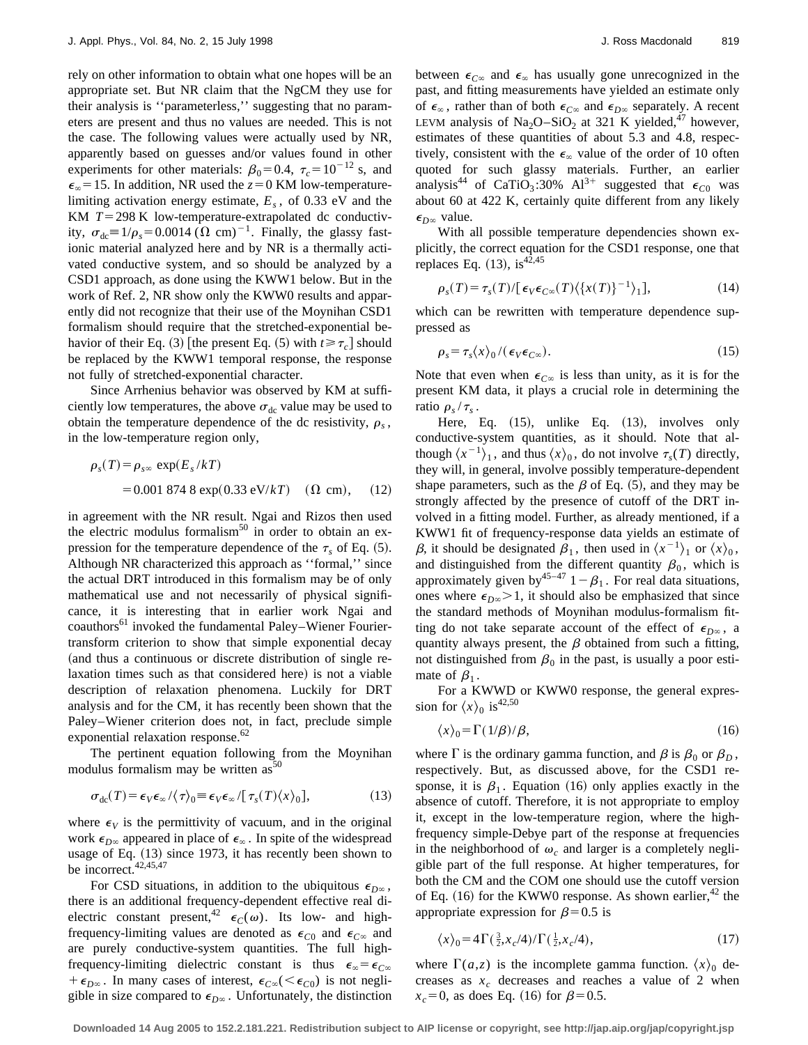rely on other information to obtain what one hopes will be an appropriate set. But NR claim that the NgCM they use for their analysis is ''parameterless,'' suggesting that no parameters are present and thus no values are needed. This is not the case. The following values were actually used by NR, apparently based on guesses and/or values found in other experiments for other materials: $\beta_0=0.4$, $\tau_c=10^{-12}$ s, and $\epsilon_\infty=15$. In addition, NR used the $z=0$ KM low-temperature-limiting activation energy estimate, $E_s$, of 0.33 eV and the KM $T=298$ K low-temperature-extrapolated dc conductivity, $\sigma_{dc}\equiv 1/\rho_s=0.0014$ $(\Omega\ \mathrm{cm})^{-1}$. Finally, the glassy fast-ionic material analyzed here and by NR is a thermally activated conductive system, and so should be analyzed by a CSD1 approach, as done using the KWW1 below. But in the work of Ref. 2, NR show only the KWW0 results and apparently did not recognize that their use of the Moynihan CSD1 formalism should require that the stretched-exponential behavior of their Eq. (3) [the present Eq. (5) with $t\gg\tau_c$] should be replaced by the KWW1 temporal response, the response not fully of stretched-exponential character.

Since Arrhenius behavior was observed by KM at sufficiently low temperatures, the above $\sigma_{dc}$ value may be used to obtain the temperature dependence of the dc resistivity, $\rho_s$, in the low-temperature region only,

$$\rho_s(T)=\rho_{s\infty}\ \exp(E_s/kT)$$
$$=0.001\,874\,8\exp(0.33\ \mathrm{eV}/kT)\quad(\Omega\ \mathrm{cm}),\qquad(12)$$

in agreement with the NR result. Ngai and Rizos then used the electric modulus formalism[50] in order to obtain an expression for the temperature dependence of the $\tau_s$ of Eq. (5). Although NR characterized this approach as ''formal,'' since the actual DRT introduced in this formalism may be of only mathematical use and not necessarily of physical significance, it is interesting that in earlier work Ngai and coauthors[61] invoked the fundamental Paley–Wiener Fourier-transform criterion to show that simple exponential decay (and thus a continuous or discrete distribution of single relaxation times such as that considered here) is not a viable description of relaxation phenomena. Luckily for DRT analysis and for the CM, it has recently been shown that the Paley–Wiener criterion does not, in fact, preclude simple exponential relaxation response.[62]

The pertinent equation following from the Moynihan modulus formalism may be written as[50]

$$\sigma_{dc}(T)=\epsilon_V\epsilon_\infty/\langle\tau\rangle_0\equiv\epsilon_V\epsilon_\infty/[\tau_s(T)\langle x\rangle_0],\qquad(13)$$

where $\epsilon_V$ is the permittivity of vacuum, and in the original work $\epsilon_{D\infty}$ appeared in place of $\epsilon_\infty$. In spite of the widespread usage of Eq. (13) since 1973, it has recently been shown to be incorrect.[42,45,47]

For CSD situations, in addition to the ubiquitous $\epsilon_{D\infty}$, there is an additional frequency-dependent effective real dielectric constant present,[42] $\epsilon_C(\omega)$. Its low- and high-frequency-limiting values are denoted as $\epsilon_{C0}$ and $\epsilon_{C\infty}$ and are purely conductive-system quantities. The full high-frequency-limiting dielectric constant is thus $\epsilon_\infty=\epsilon_{C\infty}+\epsilon_{D\infty}$. In many cases of interest, $\epsilon_{C\infty}(<\epsilon_{C0})$ is not negligible in size compared to $\epsilon_{D\infty}$. Unfortunately, the distinction between $\epsilon_{C\infty}$ and $\epsilon_\infty$ has usually gone unrecognized in the past, and fitting measurements have yielded an estimate only of $\epsilon_\infty$, rather than of both $\epsilon_{C\infty}$ and $\epsilon_{D\infty}$ separately. A recent LEVM analysis of $Na_2O$–$SiO_2$ at 321 K yielded,[47] however, estimates of these quantities of about 5.3 and 4.8, respectively, consistent with the $\epsilon_\infty$ value of the order of 10 often quoted for such glassy materials. Further, an earlier analysis[44] of $CaTiO_3$:30% $Al^{3+}$ suggested that $\epsilon_{C0}$ was about 60 at 422 K, certainly quite different from any likely $\epsilon_{D\infty}$ value.

With all possible temperature dependencies shown explicitly, the correct equation for the CSD1 response, one that replaces Eq. (13), is[42,45]

$$\rho_s(T)=\tau_s(T)/[\epsilon_V\epsilon_{C\infty}(T)\langle\{x(T)\}^{-1}\rangle_1],\qquad(14)$$

which can be rewritten with temperature dependence suppressed as

$$\rho_s=\tau_s\langle x\rangle_0/(\epsilon_V\epsilon_{C\infty}).\qquad(15)$$

Note that even when $\epsilon_{C\infty}$ is less than unity, as it is for the present KM data, it plays a crucial role in determining the ratio $\rho_s/\tau_s$.

Here, Eq. (15), unlike Eq. (13), involves only conductive-system quantities, as it should. Note that although $\langle x^{-1}\rangle_1$, and thus $\langle x\rangle_0$, do not involve $\tau_s(T)$ directly, they will, in general, involve possibly temperature-dependent shape parameters, such as the $\beta$ of Eq. (5), and they may be strongly affected by the presence of cutoff of the DRT involved in a fitting model. Further, as already mentioned, if a KWW1 fit of frequency-response data yields an estimate of $\beta$, it should be designated $\beta_1$, then used in $\langle x^{-1}\rangle_1$ or $\langle x\rangle_0$, and distinguished from the different quantity $\beta_0$, which is approximately given by[45–47] $1-\beta_1$. For real data situations, ones where $\epsilon_{D\infty}>1$, it should also be emphasized that since the standard methods of Moynihan modulus-formalism fitting do not take separate account of the effect of $\epsilon_{D\infty}$, a quantity always present, the $\beta$ obtained from such a fitting, not distinguished from $\beta_0$ in the past, is usually a poor estimate of $\beta_1$.

For a KWWD or KWW0 response, the general expression for $\langle x\rangle_0$ is[42,50]

$$\langle x\rangle_0=\Gamma(1/\beta)/\beta,\qquad(16)$$

where $\Gamma$ is the ordinary gamma function, and $\beta$ is $\beta_0$ or $\beta_D$, respectively. But, as discussed above, for the CSD1 response, it is $\beta_1$. Equation (16) only applies exactly in the absence of cutoff. Therefore, it is not appropriate to employ it, except in the low-temperature region, where the high-frequency simple-Debye part of the response at frequencies in the neighborhood of $\omega_c$ and larger is a completely negligible part of the full response. At higher temperatures, for both the CM and the COM one should use the cutoff version of Eq. (16) for the KWW0 response. As shown earlier,[42] the appropriate expression for $\beta=0.5$ is

$$\langle x\rangle_0=4\Gamma(\tfrac{3}{2},x_c/4)/\Gamma(\tfrac{1}{2},x_c/4),\qquad(17)$$

where $\Gamma(a,z)$ is the incomplete gamma function. $\langle x\rangle_0$ decreases as $x_c$ decreases and reaches a value of 2 when $x_c=0$, as does Eq. (16) for $\beta=0.5$.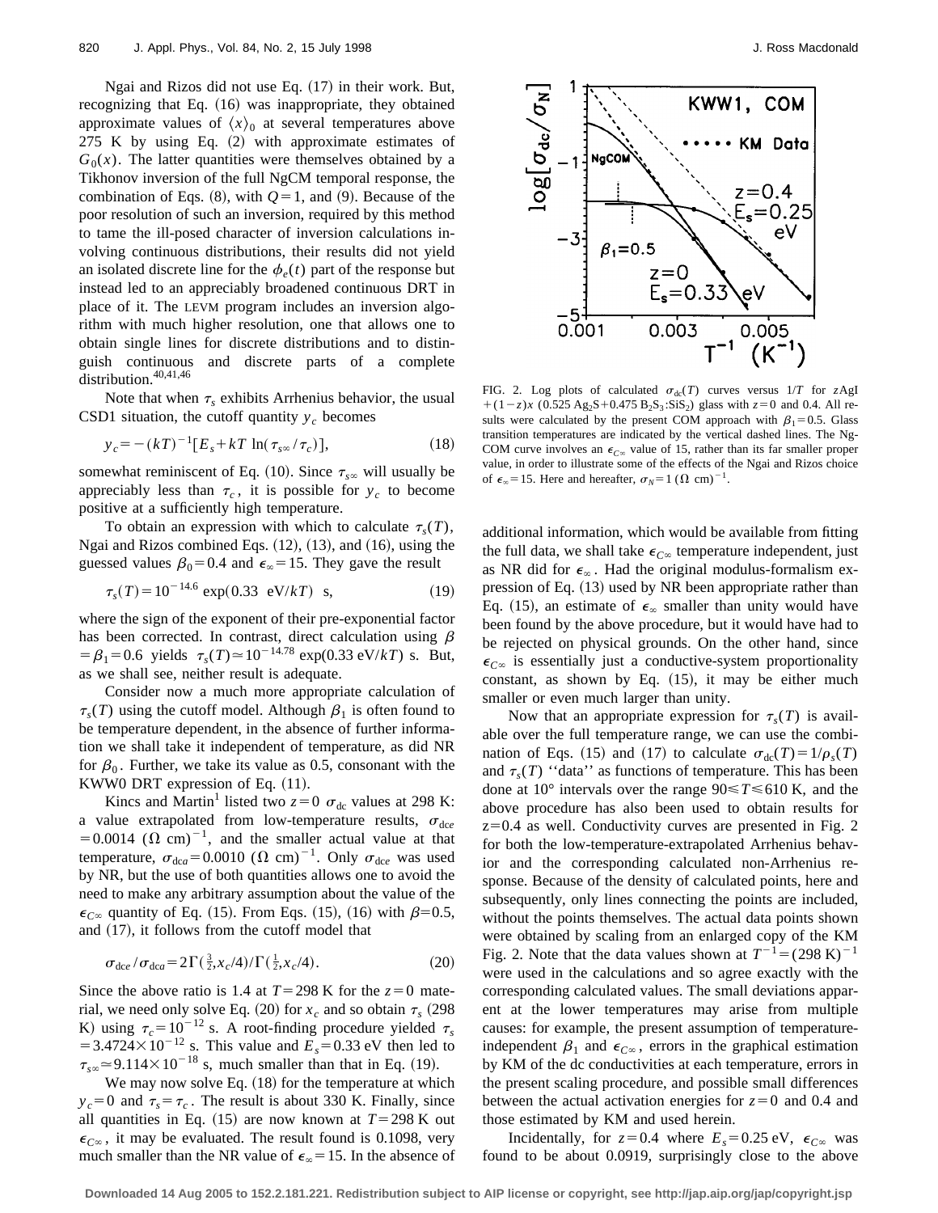Ngai and Rizos did not use Eq. (17) in their work. But, recognizing that Eq. (16) was inappropriate, they obtained approximate values of $\langle x \rangle_0$ at several temperatures above 275 K by using Eq. (2) with approximate estimates of $G_0(x)$. The latter quantities were themselves obtained by a Tikhonov inversion of the full NgCM temporal response, the combination of Eqs. (8), with $Q=1$, and (9). Because of the poor resolution of such an inversion, required by this method to tame the ill-posed character of inversion calculations involving continuous distributions, their results did not yield an isolated discrete line for the $\phi_e(t)$ part of the response but instead led to an appreciably broadened continuous DRT in place of it. The LEVM program includes an inversion algorithm with much higher resolution, one that allows one to obtain single lines for discrete distributions and to distinguish continuous and discrete parts of a complete distribution.[40,41,46]

Note that when $\tau_s$ exhibits Arrhenius behavior, the usual CSD1 situation, the cutoff quantity $y_c$ becomes

$$y_c = -(kT)^{-1}[E_s + kT \ln(\tau_{s\infty}/\tau_c)], \tag{18}$$

somewhat reminiscent of Eq. (10). Since $\tau_{s\infty}$ will usually be appreciably less than $\tau_c$, it is possible for $y_c$ to become positive at a sufficiently high temperature.

To obtain an expression with which to calculate $\tau_s(T)$, Ngai and Rizos combined Eqs. (12), (13), and (16), using the guessed values $\beta_0=0.4$ and $\epsilon_\infty=15$. They gave the result

$$\tau_s(T) = 10^{-14.6}\exp(0.33 \text{ eV}/kT) \text{ s}, \tag{19}$$

where the sign of the exponent of their pre-exponential factor has been corrected. In contrast, direct calculation using $\beta = \beta_1 = 0.6$ yields $\tau_s(T) \simeq 10^{-14.78}\exp(0.33 \text{ eV}/kT)$ s. But, as we shall see, neither result is adequate.

Consider now a much more appropriate calculation of $\tau_s(T)$ using the cutoff model. Although $\beta_1$ is often found to be temperature dependent, in the absence of further information we shall take it independent of temperature, as did NR for $\beta_0$. Further, we take its value as 0.5, consonant with the KWW0 DRT expression of Eq. (11).

Kincs and Martin[1] listed two $z=0$ $\sigma_{dc}$ values at 298 K: a value extrapolated from low-temperature results, $\sigma_{dce} = 0.0014$ $(\Omega \text{ cm})^{-1}$, and the smaller actual value at that temperature, $\sigma_{dca} = 0.0010$ $(\Omega \text{ cm})^{-1}$. Only $\sigma_{dce}$ was used by NR, but the use of both quantities allows one to avoid the need to make any arbitrary assumption about the value of the $\epsilon_{C\infty}$ quantity of Eq. (15). From Eqs. (15), (16) with $\beta=0.5$, and (17), it follows from the cutoff model that

$$\sigma_{dce}/\sigma_{dca} = 2\Gamma(\tfrac{3}{2}, x_c/4)/\Gamma(\tfrac{1}{2}, x_c/4). \tag{20}$$

Since the above ratio is 1.4 at $T=298$ K for the $z=0$ material, we need only solve Eq. (20) for $x_c$ and so obtain $\tau_s$ (298 K) using $\tau_c = 10^{-12}$ s. A root-finding procedure yielded $\tau_s = 3.4724\times10^{-12}$ s. This value and $E_s = 0.33$ eV then led to $\tau_{s\infty} \simeq 9.114\times10^{-18}$ s, much smaller than that in Eq. (19).

We may now solve Eq. (18) for the temperature at which $y_c=0$ and $\tau_s=\tau_c$. The result is about 330 K. Finally, since all quantities in Eq. (15) are now known at $T=298$ K our $\epsilon_{C\infty}$, it may be evaluated. The result found is 0.1098, very much smaller than the NR value of $\epsilon_\infty=15$. In the absence of additional information, which would be available from fitting the full data, we shall take $\epsilon_{C\infty}$ temperature independent, just as NR did for $\epsilon_\infty$. Had the original modulus-formalism expression of Eq. (13) used by NR been appropriate rather than Eq. (15), an estimate of $\epsilon_\infty$ smaller than unity would have been found by the above procedure, but it would have had to be rejected on physical grounds. On the other hand, since $\epsilon_{C\infty}$ is essentially just a conductive-system proportionality constant, as shown by Eq. (15), it may be either much smaller or even much larger than unity.

FIG. 2. Log plots of calculated $\sigma_{dc}(T)$ curves versus $1/T$ for $z$AgI $+(1-z)x$ $(0.525\ Ag_2S+0.475\ B_2S_3:SiS_2)$ glass with $z=0$ and 0.4. All results were calculated by the present COM approach with $\beta_1=0.5$. Glass transition temperatures are indicated by the vertical dashed lines. The NgCOM curve involves an $\epsilon_{C\infty}$ value of 15, rather than its far smaller proper value, in order to illustrate some of the effects of the Ngai and Rizos choice of $\epsilon_\infty=15$. Here and hereafter, $\sigma_N = 1$ $(\Omega \text{ cm})^{-1}$.

Now that an appropriate expression for $\tau_s(T)$ is available over the full temperature range, we can use the combination of Eqs. (15) and (17) to calculate $\sigma_{dc}(T) = 1/\rho_s(T)$ and $\tau_s(T)$ "data" as functions of temperature. This has been done at 10° intervals over the range $90 \leq T \leq 610$ K, and the above procedure has also been used to obtain results for $z=0.4$ as well. Conductivity curves are presented in Fig. 2 for both the low-temperature-extrapolated Arrhenius behavior and the corresponding calculated non-Arrhenius response. Because of the density of calculated points, here and subsequently, only lines connecting the points are included, without the points themselves. The actual data points shown were obtained by scaling from an enlarged copy of the KM Fig. 2. Note that the data values shown at $T^{-1} = (298 \text{ K})^{-1}$ were used in the calculations and so agree exactly with the corresponding calculated values. The small deviations apparent at the lower temperatures may arise from multiple causes: for example, the present assumption of temperature-independent $\beta_1$ and $\epsilon_{C\infty}$, errors in the graphical estimation by KM of the dc conductivities at each temperature, errors in the present scaling procedure, and possible small differences between the actual activation energies for $z=0$ and 0.4 and those estimated by KM and used herein.

Incidentally, for $z=0.4$ where $E_s=0.25$ eV, $\epsilon_{C\infty}$ was found to be about 0.0919, surprisingly close to the above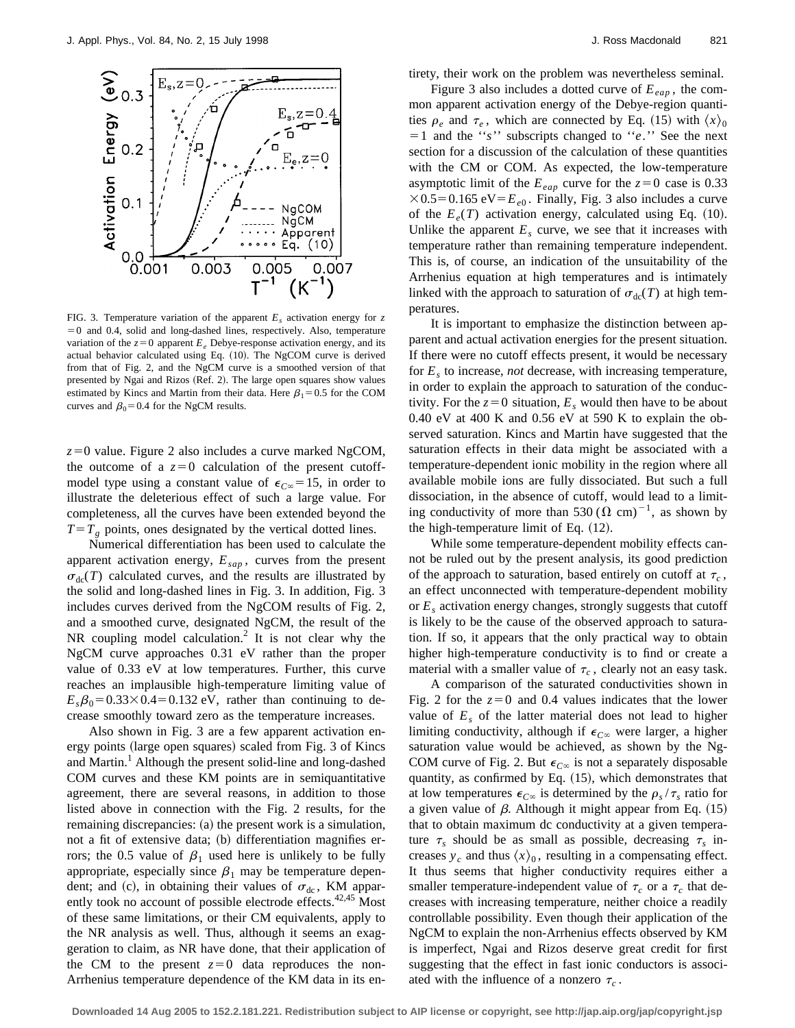FIG. 3. Temperature variation of the apparent $E_s$ activation energy for $z = 0$ and 0.4, solid and long-dashed lines, respectively. Also, temperature variation of the $z=0$ apparent $E_e$ Debye-response activation energy, and its actual behavior calculated using Eq. (10). The NgCOM curve is derived from that of Fig. 2, and the NgCM curve is a smoothed version of that presented by Ngai and Rizos (Ref. 2). The large open squares show values estimated by Kincs and Martin from their data. Here $\beta_1 = 0.5$ for the COM curves and $\beta_0 = 0.4$ for the NgCM results.

$z=0$ value. Figure 2 also includes a curve marked NgCOM, the outcome of a $z=0$ calculation of the present cutoff-model type using a constant value of $\epsilon_{C\infty} = 15$, in order to illustrate the deleterious effect of such a large value. For completeness, all the curves have been extended beyond the $T = T_g$ points, ones designated by the vertical dotted lines.

Numerical differentiation has been used to calculate the apparent activation energy, $E_{sap}$, curves from the present $\sigma_{dc}(T)$ calculated curves, and the results are illustrated by the solid and long-dashed lines in Fig. 3. In addition, Fig. 3 includes curves derived from the NgCOM results of Fig. 2, and a smoothed curve, designated NgCM, the result of the NR coupling model calculation.[2] It is not clear why the NgCM curve approaches 0.31 eV rather than the proper value of 0.33 eV at low temperatures. Further, this curve reaches an implausible high-temperature limiting value of $E_s \beta_0 = 0.33 \times 0.4 = 0.132$ eV, rather than continuing to decrease smoothly toward zero as the temperature increases.

Also shown in Fig. 3 are a few apparent activation energy points (large open squares) scaled from Fig. 3 of Kincs and Martin.[1] Although the present solid-line and long-dashed COM curves and these KM points are in semiquantitative agreement, there are several reasons, in addition to those listed above in connection with the Fig. 2 results, for the remaining discrepancies: (a) the present work is a simulation, not a fit of extensive data; (b) differentiation magnifies errors; the 0.5 value of $\beta_1$ used here is unlikely to be fully appropriate, especially since $\beta_1$ may be temperature dependent; and (c), in obtaining their values of $\sigma_{dc}$, KM apparently took no account of possible electrode effects.[42,45] Most of these same limitations, or their CM equivalents, apply to the NR analysis as well. Thus, although it seems an exaggeration to claim, as NR have done, that their application of the CM to the present $z=0$ data reproduces the non-Arrhenius temperature dependence of the KM data in its entirety, their work on the problem was nevertheless seminal.

Figure 3 also includes a dotted curve of $E_{eap}$, the common apparent activation energy of the Debye-region quantities $\rho_e$ and $\tau_e$, which are connected by Eq. (15) with $\langle x \rangle_0 = 1$ and the "s" subscripts changed to "e." See the next section for a discussion of the calculation of these quantities with the CM or COM. As expected, the low-temperature asymptotic limit of the $E_{eap}$ curve for the $z=0$ case is $0.33 \times 0.5 = 0.165$ eV$= E_{e0}$. Finally, Fig. 3 also includes a curve of the $E_e(T)$ activation energy, calculated using Eq. (10). Unlike the apparent $E_s$ curve, we see that it increases with temperature rather than remaining temperature independent. This is, of course, an indication of the unsuitability of the Arrhenius equation at high temperatures and is intimately linked with the approach to saturation of $\sigma_{dc}(T)$ at high temperatures.

It is important to emphasize the distinction between apparent and actual activation energies for the present situation. If there were no cutoff effects present, it would be necessary for $E_s$ to increase, *not* decrease, with increasing temperature, in order to explain the approach to saturation of the conductivity. For the $z=0$ situation, $E_s$ would then have to be about 0.40 eV at 400 K and 0.56 eV at 590 K to explain the observed saturation. Kincs and Martin have suggested that the saturation effects in their data might be associated with a temperature-dependent ionic mobility in the region where all available mobile ions are fully dissociated. But such a full dissociation, in the absence of cutoff, would lead to a limiting conductivity of more than 530 $(\Omega \text{ cm})^{-1}$, as shown by the high-temperature limit of Eq. (12).

While some temperature-dependent mobility effects cannot be ruled out by the present analysis, its good prediction of the approach to saturation, based entirely on cutoff at $\tau_c$, an effect unconnected with temperature-dependent mobility or $E_s$ activation energy changes, strongly suggests that cutoff is likely to be the cause of the observed approach to saturation. If so, it appears that the only practical way to obtain higher high-temperature conductivity is to find or create a material with a smaller value of $\tau_c$, clearly not an easy task.

A comparison of the saturated conductivities shown in Fig. 2 for the $z=0$ and 0.4 values indicates that the lower value of $E_s$ of the latter material does not lead to higher limiting conductivity, although if $\epsilon_{C\infty}$ were larger, a higher saturation value would be achieved, as shown by the NgCOM curve of Fig. 2. But $\epsilon_{C\infty}$ is not a separately disposable quantity, as confirmed by Eq. (15), which demonstrates that at low temperatures $\epsilon_{C\infty}$ is determined by the $\rho_s/\tau_s$ ratio for a given value of $\beta$. Although it might appear from Eq. (15) that to obtain maximum dc conductivity at a given temperature $\tau_s$ should be as small as possible, decreasing $\tau_s$ increases $y_c$ and thus $\langle x \rangle_0$, resulting in a compensating effect. It thus seems that higher conductivity requires either a smaller temperature-independent value of $\tau_c$ or a $\tau_c$ that decreases with increasing temperature, neither choice a readily controllable possibility. Even though their application of the NgCM to explain the non-Arrhenius effects observed by KM is imperfect, Ngai and Rizos deserve great credit for first suggesting that the effect in fast ionic conductors is associated with the influence of a nonzero $\tau_c$.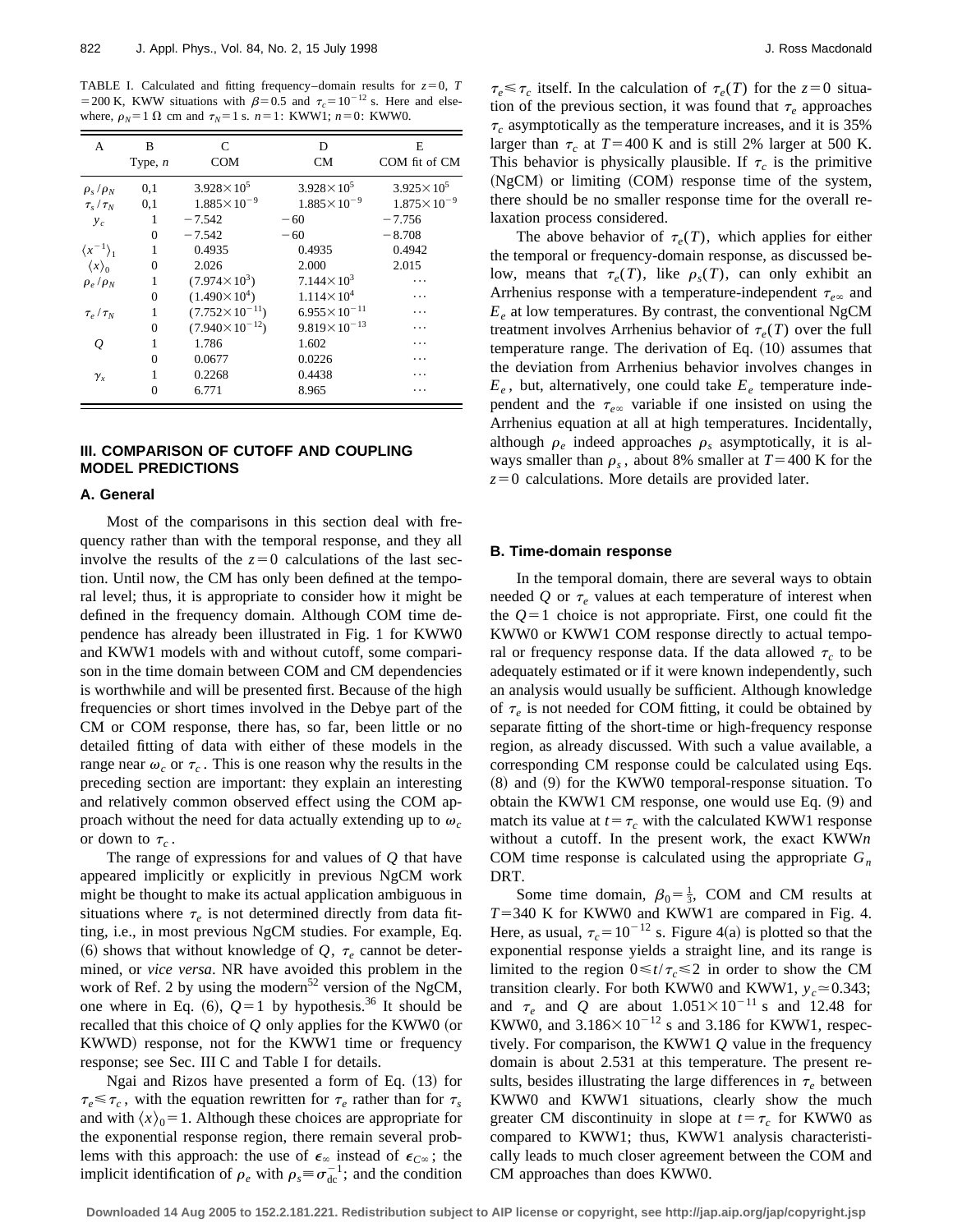TABLE I. Calculated and fitting frequency–domain results for $z=0$, $T=200$ K, KWW situations with $\beta=0.5$ and $\tau_c=10^{-12}$ s. Here and elsewhere, $\rho_N=1\ \Omega$ cm and $\tau_N=1$ s. $n=1$: KWW1; $n=0$: KWW0.

| A | B<br>Type, $n$ | C<br>COM | D<br>CM | E<br>COM fit of CM |
|---|---|---|---|---|
| $\rho_s/\rho_N$ | 0,1 | $3.928\times10^{5}$ | $3.928\times10^{5}$ | $3.925\times10^{5}$ |
| $\tau_s/\tau_N$ | 0,1 | $1.885\times10^{-9}$ | $1.885\times10^{-9}$ | $1.875\times10^{-9}$ |
| $y_c$ | 1 | $-7.542$ | $-60$ | $-7.756$ |
| | 0 | $-7.542$ | $-60$ | $-8.708$ |
| $\langle x^{-1}\rangle_1$ | 1 | 0.4935 | 0.4935 | 0.4942 |
| $\langle x\rangle_0$ | 0 | 2.026 | 2.000 | 2.015 |
| $\rho_e/\rho_N$ | 1 | $(7.974\times10^{3})$ | $7.144\times10^{3}$ | $\cdots$ |
| | 0 | $(1.490\times10^{4})$ | $1.114\times10^{4}$ | $\cdots$ |
| $\tau_e/\tau_N$ | 1 | $(7.752\times10^{-11})$ | $6.955\times10^{-11}$ | $\cdots$ |
| | 0 | $(7.940\times10^{-12})$ | $9.819\times10^{-13}$ | $\cdots$ |
| $Q$ | 1 | 1.786 | 1.602 | $\cdots$ |
| | 0 | 0.0677 | 0.0226 | $\cdots$ |
| $\gamma_x$ | 1 | 0.2268 | 0.4438 | $\cdots$ |
| | 0 | 6.771 | 8.965 | $\cdots$ |

## III. COMPARISON OF CUTOFF AND COUPLING MODEL PREDICTIONS

### A. General

Most of the comparisons in this section deal with frequency rather than with the temporal response, and they all involve the results of the $z=0$ calculations of the last section. Until now, the CM has only been defined at the temporal level; thus, it is appropriate to consider how it might be defined in the frequency domain. Although COM time dependence has already been illustrated in Fig. 1 for KWW0 and KWW1 models with and without cutoff, some comparison in the time domain between COM and CM dependencies is worthwhile and will be presented first. Because of the high frequencies or short times involved in the Debye part of the CM or COM response, there has, so far, been little or no detailed fitting of data with either of these models in the range near $\omega_c$ or $\tau_c$. This is one reason why the results in the preceding section are important: they explain an interesting and relatively common observed effect using the COM approach without the need for data actually extending up to $\omega_c$ or down to $\tau_c$.

The range of expressions for and values of $Q$ that have appeared implicitly or explicitly in previous NgCM work might be thought to make its actual application ambiguous in situations where $\tau_e$ is not determined directly from data fitting, i.e., in most previous NgCM studies. For example, Eq. (6) shows that without knowledge of $Q$, $\tau_e$ cannot be determined, or *vice versa*. NR have avoided this problem in the work of Ref. 2 by using the modern[52] version of the NgCM, one where in Eq. (6), $Q=1$ by hypothesis.[36] It should be recalled that this choice of $Q$ only applies for the KWW0 (or KWWD) response, not for the KWW1 time or frequency response; see Sec. III C and Table I for details.

Ngai and Rizos have presented a form of Eq. (13) for $\tau_e \leqslant \tau_c$, with the equation rewritten for $\tau_e$ rather than for $\tau_s$ and with $\langle x\rangle_0=1$. Although these choices are appropriate for the exponential response region, there remain several problems with this approach: the use of $\epsilon_\infty$ instead of $\epsilon_{C\infty}$; the implicit identification of $\rho_e$ with $\rho_s \equiv \sigma_{dc}^{-1}$; and the condition $\tau_e \leqslant \tau_c$ itself. In the calculation of $\tau_e(T)$ for the $z=0$ situation of the previous section, it was found that $\tau_e$ approaches $\tau_c$ asymptotically as the temperature increases, and it is 35% larger than $\tau_c$ at $T=400$ K and is still 2% larger at 500 K. This behavior is physically plausible. If $\tau_c$ is the primitive (NgCM) or limiting (COM) response time of the system, there should be no smaller response time for the overall relaxation process considered.

The above behavior of $\tau_e(T)$, which applies for either the temporal or frequency-domain response, as discussed below, means that $\tau_e(T)$, like $\rho_s(T)$, can only exhibit an Arrhenius response with a temperature-independent $\tau_{e\infty}$ and $E_e$ at low temperatures. By contrast, the conventional NgCM treatment involves Arrhenius behavior of $\tau_e(T)$ over the full temperature range. The derivation of Eq. (10) assumes that the deviation from Arrhenius behavior involves changes in $E_e$, but, alternatively, one could take $E_e$ temperature independent and the $\tau_{e\infty}$ variable if one insisted on using the Arrhenius equation at all at high temperatures. Incidentally, although $\rho_e$ indeed approaches $\rho_s$ asymptotically, it is always smaller than $\rho_s$, about 8% smaller at $T=400$ K for the $z=0$ calculations. More details are provided later.

### B. Time-domain response

In the temporal domain, there are several ways to obtain needed $Q$ or $\tau_e$ values at each temperature of interest when the $Q=1$ choice is not appropriate. First, one could fit the KWW0 or KWW1 COM response directly to actual temporal or frequency response data. If the data allowed $\tau_c$ to be adequately estimated or if it were known independently, such an analysis would usually be sufficient. Although knowledge of $\tau_e$ is not needed for COM fitting, it could be obtained by separate fitting of the short-time or high-frequency response region, as already discussed. With such a value available, a corresponding CM response could be calculated using Eqs. (8) and (9) for the KWW0 temporal-response situation. To obtain the KWW1 CM response, one would use Eq. (9) and match its value at $t=\tau_c$ with the calculated KWW1 response without a cutoff. In the present work, the exact KWW$n$ COM time response is calculated using the appropriate $G_n$ DRT.

Some time domain, $\beta_0=\frac{1}{3}$, COM and CM results at $T=340$ K for KWW0 and KWW1 are compared in Fig. 4. Here, as usual, $\tau_c=10^{-12}$ s. Figure 4(a) is plotted so that the exponential response yields a straight line, and its range is limited to the region $0 \leqslant t/\tau_c \leqslant 2$ in order to show the CM transition clearly. For both KWW0 and KWW1, $y_c \simeq 0.343$; and $\tau_e$ and $Q$ are about $1.051\times10^{-11}$ s and 12.48 for KWW0, and $3.186\times10^{-12}$ s and 3.186 for KWW1, respectively. For comparison, the KWW1 $Q$ value in the frequency domain is about 2.531 at this temperature. The present results, besides illustrating the large differences in $\tau_e$ between KWW0 and KWW1 situations, clearly show the much greater CM discontinuity in slope at $t=\tau_c$ for KWW0 as compared to KWW1; thus, KWW1 analysis characteristically leads to much closer agreement between the COM and CM approaches than does KWW0.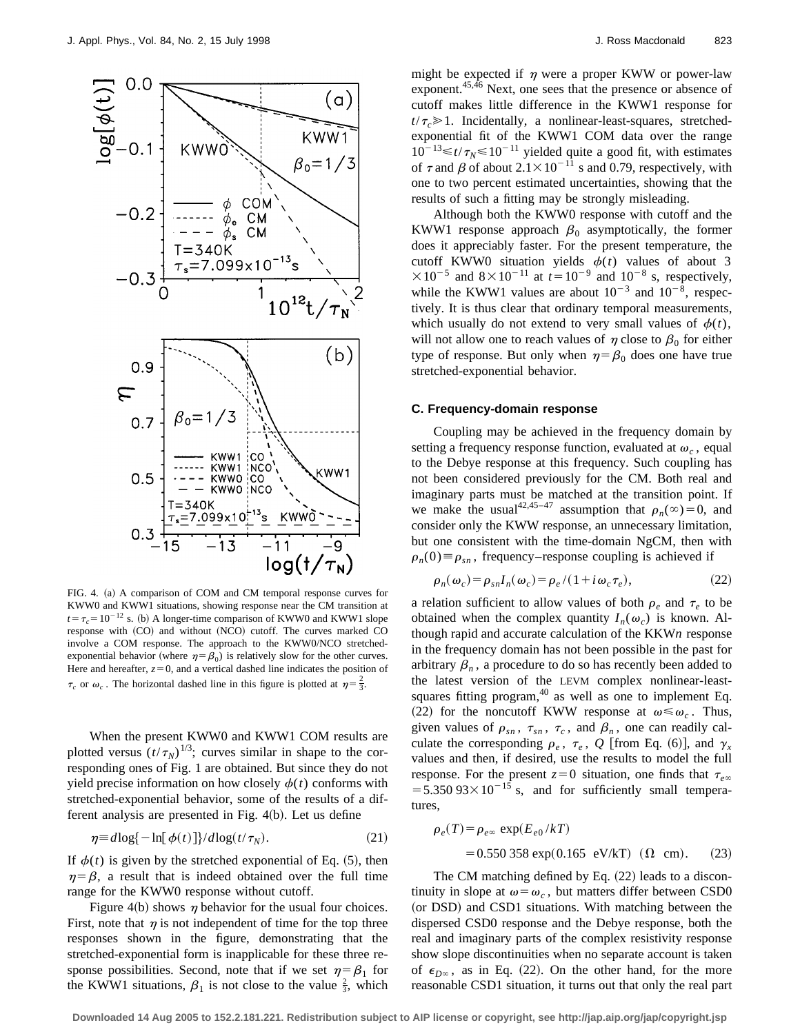FIG. 4. (a) A comparison of COM and CM temporal response curves for KWW0 and KWW1 situations, showing response near the CM transition at $t=\tau_c=10^{-12}$ s. (b) A longer-time comparison of KWW0 and KWW1 slope response with (CO) and without (NCO) cutoff. The curves marked CO involve a COM response. The approach to the KWW0/NCO stretched-exponential behavior (where $\eta=\beta_0$) is relatively slow for the other curves. Here and hereafter, $z=0$, and a vertical dashed line indicates the position of $\tau_c$ or $\omega_c$. The horizontal dashed line in this figure is plotted at $\eta=\frac{2}{3}$.

When the present KWW0 and KWW1 COM results are plotted versus $(t/\tau_N)^{1/3}$; curves similar in shape to the corresponding ones of Fig. 1 are obtained. But since they do not yield precise information on how closely $\phi(t)$ conforms with stretched-exponential behavior, some of the results of a different analysis are presented in Fig. 4(b). Let us define

$$\eta \equiv d\log\{-\ln[\phi(t)]\}/d\log(t/\tau_N). \tag{21}$$

If $\phi(t)$ is given by the stretched exponential of Eq. (5), then $\eta=\beta$, a result that is indeed obtained over the full time range for the KWW0 response without cutoff.

Figure 4(b) shows $\eta$ behavior for the usual four choices. First, note that $\eta$ is not independent of time for the top three responses shown in the figure, demonstrating that the stretched-exponential form is inapplicable for these three response possibilities. Second, note that if we set $\eta=\beta_1$ for the KWW1 situations, $\beta_1$ is not close to the value $\frac{2}{3}$, which might be expected if $\eta$ were a proper KWW or power-law exponent.[45,46] Next, one sees that the presence or absence of cutoff makes little difference in the KWW1 response for $t/\tau_c \gg 1$. Incidentally, a nonlinear-least-squares, stretched-exponential fit of the KWW1 COM data over the range $10^{-13} \leqslant t/\tau_N \leqslant 10^{-11}$ yielded quite a good fit, with estimates of $\tau$ and $\beta$ of about $2.1\times10^{-11}$ s and 0.79, respectively, with one to two percent estimated uncertainties, showing that the results of such a fitting may be strongly misleading.

Although both the KWW0 response with cutoff and the KWW1 response approach $\beta_0$ asymptotically, the former does it appreciably faster. For the present temperature, the cutoff KWW0 situation yields $\phi(t)$ values of about $3\times10^{-5}$ and $8\times10^{-11}$ at $t=10^{-9}$ and $10^{-8}$ s, respectively, while the KWW1 values are about $10^{-3}$ and $10^{-8}$, respectively. It is thus clear that ordinary temporal measurements, which usually do not extend to very small values of $\phi(t)$, will not allow one to reach values of $\eta$ close to $\beta_0$ for either type of response. But only when $\eta=\beta_0$ does one have true stretched-exponential behavior.

### C. Frequency-domain response

Coupling may be achieved in the frequency domain by setting a frequency response function, evaluated at $\omega_c$, equal to the Debye response at this frequency. Such coupling has not been considered previously for the CM. Both real and imaginary parts must be matched at the transition point. If we make the usual[42,45–47] assumption that $\rho_n(\infty)=0$, and consider only the KWW response, an unnecessary limitation, but one consistent with the time-domain NgCM, then with $\rho_n(0)\equiv\rho_{sn}$, frequency–response coupling is achieved if

$$\rho_n(\omega_c)=\rho_{sn}I_n(\omega_c)=\rho_e/(1+i\omega_c\tau_e), \tag{22}$$

a relation sufficient to allow values of both $\rho_e$ and $\tau_e$ to be obtained when the complex quantity $I_n(\omega_c)$ is known. Although rapid and accurate calculation of the KKW$n$ response in the frequency domain has not been possible in the past for arbitrary $\beta_n$, a procedure to do so has recently been added to the latest version of the LEVM complex nonlinear-least-squares fitting program,[40] as well as one to implement Eq. (22) for the noncutoff KWW response at $\omega \leqslant \omega_c$. Thus, given values of $\rho_{sn}$, $\tau_{sn}$, $\tau_c$, and $\beta_n$, one can readily calculate the corresponding $\rho_e$, $\tau_e$, $Q$ [from Eq. (6)], and $\gamma_x$ values and then, if desired, use the results to model the full response. For the present $z=0$ situation, one finds that $\tau_{e\infty}=5.350\,93\times10^{-15}$ s, and for sufficiently small temperatures,

$$\rho_e(T)=\rho_{e\infty}\exp(E_{e0}/kT)$$
$$=0.550\,358\exp(0.165\ \text{eV/kT})\ \ (\Omega\ \text{cm}). \tag{23}$$

The CM matching defined by Eq. (22) leads to a discontinuity in slope at $\omega=\omega_c$, but matters differ between CSD0 (or DSD) and CSD1 situations. With matching between the dispersed CSD0 response and the Debye response, both the real and imaginary parts of the complex resistivity response show slope discontinuities when no separate account is taken of $\epsilon_{D\infty}$, as in Eq. (22). On the other hand, for the more reasonable CSD1 situation, it turns out that only the real part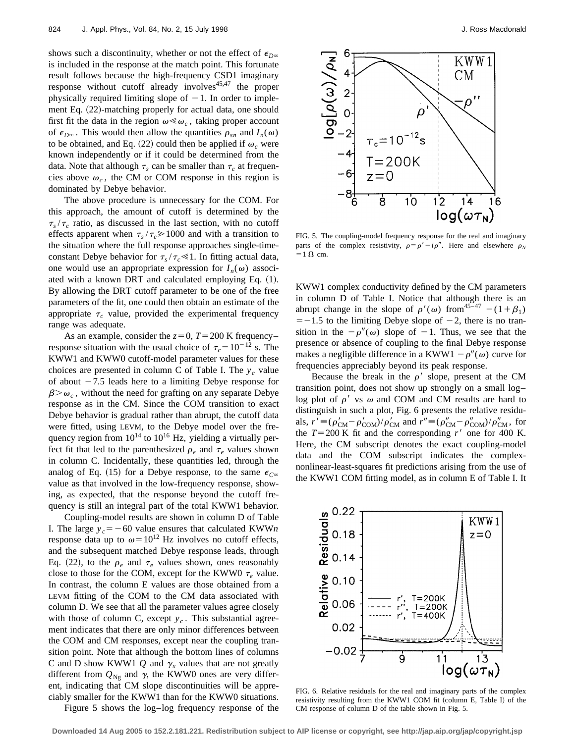shows such a discontinuity, whether or not the effect of $\epsilon_{D\infty}$ is included in the response at the match point. This fortunate result follows because the high-frequency CSD1 imaginary response without cutoff already involves[45,47] the proper physically required limiting slope of $-1$. In order to implement Eq. (22)-matching properly for actual data, one should first fit the data in the region $\omega \ll \omega_c$, taking proper account of $\epsilon_{D\infty}$. This would then allow the quantities $\rho_{sn}$ and $I_n(\omega)$ to be obtained, and Eq. (22) could then be applied if $\omega_c$ were known independently or if it could be determined from the data. Note that although $\tau_s$ can be smaller than $\tau_c$ at frequencies above $\omega_c$, the CM or COM response in this region is dominated by Debye behavior.

The above procedure is unnecessary for the COM. For this approach, the amount of cutoff is determined by the $\tau_s/\tau_c$ ratio, as discussed in the last section, with no cutoff effects apparent when $\tau_s/\tau_c \gg 1000$ and with a transition to the situation where the full response approaches single-time-constant Debye behavior for $\tau_s/\tau_c \ll 1$. In fitting actual data, one would use an appropriate expression for $I_n(\omega)$ associated with a known DRT and calculated employing Eq. (1). By allowing the DRT cutoff parameter to be one of the free parameters of the fit, one could then obtain an estimate of the appropriate $\tau_c$ value, provided the experimental frequency range was adequate.

As an example, consider the $z=0$, $T=200$ K frequency–response situation with the usual choice of $\tau_c = 10^{-12}$ s. The KWW1 and KWW0 cutoff-model parameter values for these choices are presented in column C of Table I. The $y_c$ value of about $-7.5$ leads here to a limiting Debye response for $\beta > \omega_c$, without the need for grafting on any separate Debye response as in the CM. Since the COM transition to exact Debye behavior is gradual rather than abrupt, the cutoff data were fitted, using LEVM, to the Debye model over the frequency region from $10^{14}$ to $10^{16}$ Hz, yielding a virtually perfect fit that led to the parenthesized $\rho_e$ and $\tau_e$ values shown in column C. Incidentally, these quantities led, through the analog of Eq. (15) for a Debye response, to the same $\epsilon_{C\infty}$ value as that involved in the low-frequency response, showing, as expected, that the response beyond the cutoff frequency is still an integral part of the total KWW1 behavior.

Coupling-model results are shown in column D of Table I. The large $y_c = -60$ value ensures that calculated KWW$n$ response data up to $\omega = 10^{12}$ Hz involves no cutoff effects, and the subsequent matched Debye response leads, through Eq. (22), to the $\rho_e$ and $\tau_e$ values shown, ones reasonably close to those for the COM, except for the KWW0 $\tau_e$ value. In contrast, the column E values are those obtained from a LEVM fitting of the COM to the CM data associated with column D. We see that all the parameter values agree closely with those of column C, except $y_c$. This substantial agreement indicates that there are only minor differences between the COM and CM responses, except near the coupling transition point. Note that although the bottom lines of columns C and D show KWW1 $Q$ and $\gamma_x$ values that are not greatly different from $Q_{\mathrm{Ng}}$ and $\gamma$, the KWW0 ones are very different, indicating that CM slope discontinuities will be appreciably smaller for the KWW1 than for the KWW0 situations.

Figure 5 shows the log–log frequency response of the KWW1 complex conductivity defined by the CM parameters in column D of Table I. Notice that although there is an abrupt change in the slope of $\rho'(\omega)$ from[45–47] $-(1+\beta_1) = -1.5$ to the limiting Debye slope of $-2$, there is no transition in the $-\rho''(\omega)$ slope of $-1$. Thus, we see that the presence or absence of coupling to the final Debye response makes a negligible difference in a KWW1 $-\rho''(\omega)$ curve for frequencies appreciably beyond its peak response.

FIG. 5. The coupling-model frequency response for the real and imaginary parts of the complex resistivity, $\rho = \rho' - i\rho''$. Here and elsewhere $\rho_N = 1\ \Omega$ cm.

Because the break in the $\rho'$ slope, present at the CM transition point, does not show up strongly on a small log–log plot of $\rho'$ vs $\omega$ and COM and CM results are hard to distinguish in such a plot, Fig. 6 presents the relative residuals, $r' \equiv (\rho'_{\mathrm{CM}} - \rho'_{\mathrm{COM}})/\rho'_{\mathrm{CM}}$ and $r'' \equiv (\rho''_{\mathrm{CM}} - \rho''_{\mathrm{COM}})/\rho''_{\mathrm{CM}}$, for the $T=200$ K fit and the corresponding $r'$ one for 400 K. Here, the CM subscript denotes the exact coupling-model data and the COM subscript indicates the complex-nonlinear-least-squares fit predictions arising from the use of the KWW1 COM fitting model, as in column E of Table I. It

FIG. 6. Relative residuals for the real and imaginary parts of the complex resistivity resulting from the KWW1 COM fit (column E, Table I) of the CM response of column D of the table shown in Fig. 5.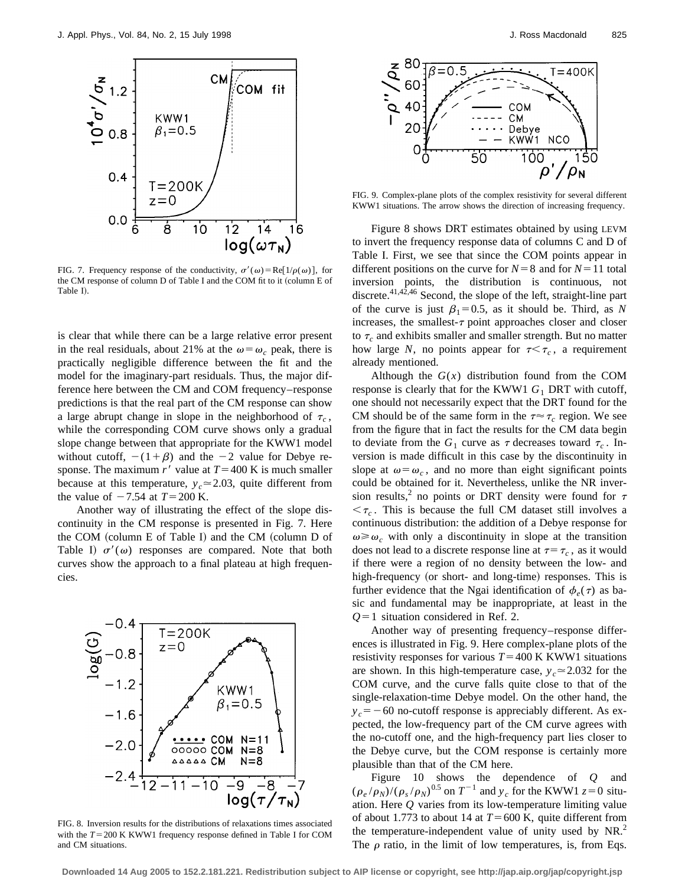FIG. 7. Frequency response of the conductivity, $\sigma'(\omega) = \text{Re}[1/\rho(\omega)]$, for the CM response of column D of Table I and the COM fit to it (column E of Table I).

is clear that while there can be a large relative error present in the real residuals, about 21% at the $\omega = \omega_c$ peak, there is practically negligible difference between the fit and the model for the imaginary-part residuals. Thus, the major difference here between the CM and COM frequency–response predictions is that the real part of the CM response can show a large abrupt change in slope in the neighborhood of $\tau_c$, while the corresponding COM curve shows only a gradual slope change between that appropriate for the KWW1 model without cutoff, $-(1+\beta)$ and the $-2$ value for Debye response. The maximum $r'$ value at $T = 400$ K is much smaller because at this temperature, $y_c \simeq 2.03$, quite different from the value of $-7.54$ at $T = 200$ K.

Another way of illustrating the effect of the slope discontinuity in the CM response is presented in Fig. 7. Here the COM (column E of Table I) and the CM (column D of Table I) $\sigma'(\omega)$ responses are compared. Note that both curves show the approach to a final plateau at high frequencies.

FIG. 8. Inversion results for the distributions of relaxations times associated with the $T = 200$ K KWW1 frequency response defined in Table I for COM and CM situations.

FIG. 9. Complex-plane plots of the complex resistivity for several different KWW1 situations. The arrow shows the direction of increasing frequency.

Figure 8 shows DRT estimates obtained by using LEVM to invert the frequency response data of columns C and D of Table I. First, we see that since the COM points appear in different positions on the curve for $N = 8$ and for $N = 11$ total inversion points, the distribution is continuous, not discrete.[41,42,46] Second, the slope of the left, straight-line part of the curve is just $\beta_1 = 0.5$, as it should be. Third, as $N$ increases, the smallest-$\tau$ point approaches closer and closer to $\tau_c$ and exhibits smaller and smaller strength. But no matter how large $N$, no points appear for $\tau < \tau_c$, a requirement already mentioned.

Although the $G(x)$ distribution found from the COM response is clearly that for the KWW1 $G_1$ DRT with cutoff, one should not necessarily expect that the DRT found for the CM should be of the same form in the $\tau \approx \tau_c$ region. We see from the figure that in fact the results for the CM data begin to deviate from the $G_1$ curve as $\tau$ decreases toward $\tau_c$. Inversion is made difficult in this case by the discontinuity in slope at $\omega = \omega_c$, and no more than eight significant points could be obtained for it. Nevertheless, unlike the NR inversion results,[2] no points or DRT density were found for $\tau < \tau_c$. This is because the full CM dataset still involves a continuous distribution: the addition of a Debye response for $\omega \geq \omega_c$ with only a discontinuity in slope at the transition does not lead to a discrete response line at $\tau = \tau_c$, as it would if there were a region of no density between the low- and high-frequency (or short- and long-time) responses. This is further evidence that the Ngai identification of $\phi_e(\tau)$ as basic and fundamental may be inappropriate, at least in the $Q = 1$ situation considered in Ref. 2.

Another way of presenting frequency–response differences is illustrated in Fig. 9. Here complex-plane plots of the resistivity responses for various $T = 400$ K KWW1 situations are shown. In this high-temperature case, $y_c \simeq 2.032$ for the COM curve, and the curve falls quite close to that of the single-relaxation-time Debye model. On the other hand, the $y_c = -60$ no-cutoff response is appreciably different. As expected, the low-frequency part of the CM curve agrees with the no-cutoff one, and the high-frequency part lies closer to the Debye curve, but the COM response is certainly more plausible than that of the CM here.

Figure 10 shows the dependence of $Q$ and $(\rho_e/\rho_N)/(\rho_s/\rho_N)^{0.5}$ on $T^{-1}$ and $y_c$ for the KWW1 $z = 0$ situation. Here $Q$ varies from its low-temperature limiting value of about 1.773 to about 14 at $T = 600$ K, quite different from the temperature-independent value of unity used by NR.[2] The $\rho$ ratio, in the limit of low temperatures, is, from Eqs.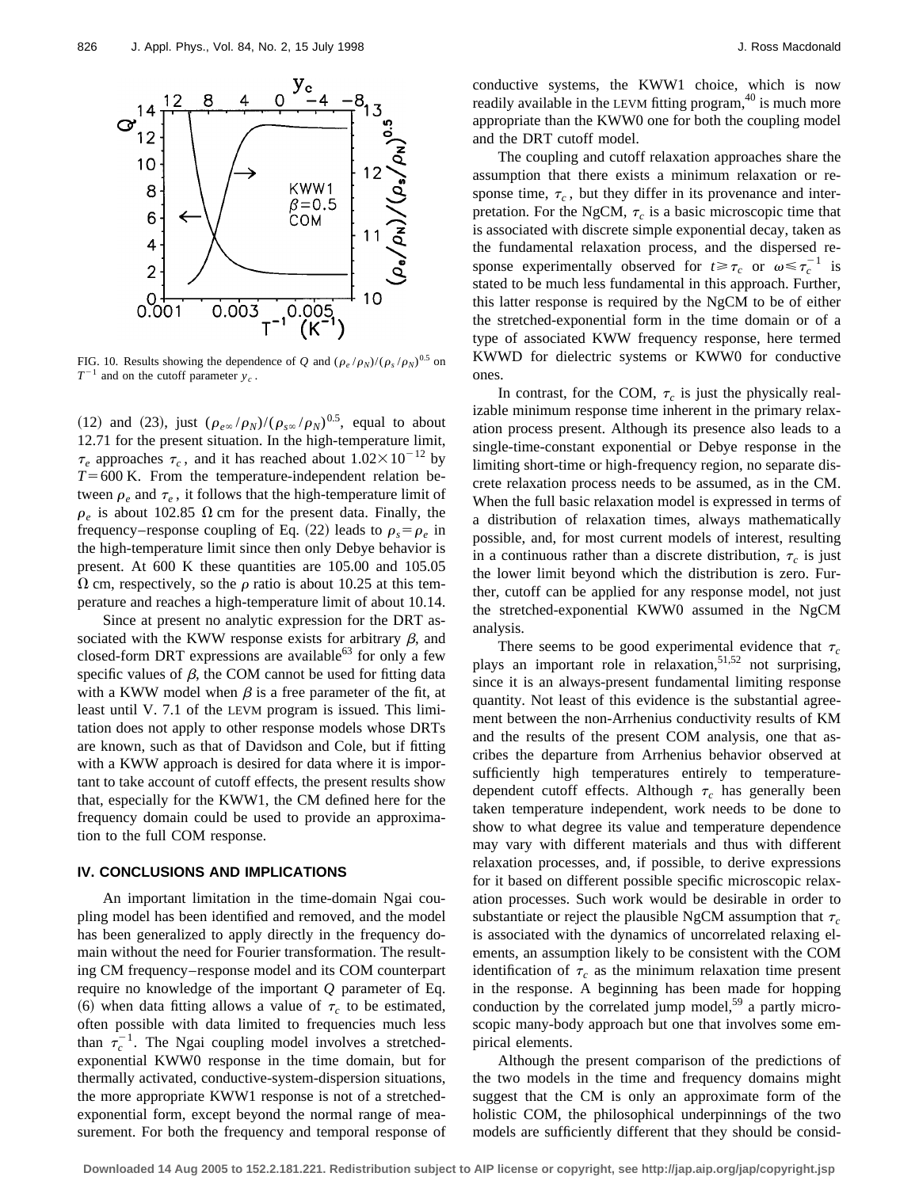FIG. 10. Results showing the dependence of $Q$ and $(\rho_e/\rho_N)/(\rho_s/\rho_N)^{0.5}$ on $T^{-1}$ and on the cutoff parameter $y_c$.

(12) and (23), just $(\rho_{e\infty}/\rho_N)/(\rho_{s\infty}/\rho_N)^{0.5}$, equal to about 12.71 for the present situation. In the high-temperature limit, $\tau_e$ approaches $\tau_c$, and it has reached about $1.02\times10^{-12}$ by $T=600$ K. From the temperature-independent relation between $\rho_e$ and $\tau_e$, it follows that the high-temperature limit of $\rho_e$ is about 102.85 $\Omega$ cm for the present data. Finally, the frequency–response coupling of Eq. (22) leads to $\rho_s=\rho_e$ in the high-temperature limit since then only Debye behavior is present. At 600 K these quantities are 105.00 and 105.05 $\Omega$ cm, respectively, so the $\rho$ ratio is about 10.25 at this temperature and reaches a high-temperature limit of about 10.14.

Since at present no analytic expression for the DRT associated with the KWW response exists for arbitrary $\beta$, and closed-form DRT expressions are available[63] for only a few specific values of $\beta$, the COM cannot be used for fitting data with a KWW model when $\beta$ is a free parameter of the fit, at least until V. 7.1 of the LEVM program is issued. This limitation does not apply to other response models whose DRTs are known, such as that of Davidson and Cole, but if fitting with a KWW approach is desired for data where it is important to take account of cutoff effects, the present results show that, especially for the KWW1, the CM defined here for the frequency domain could be used to provide an approximation to the full COM response.

## IV. CONCLUSIONS AND IMPLICATIONS

An important limitation in the time-domain Ngai coupling model has been identified and removed, and the model has been generalized to apply directly in the frequency domain without the need for Fourier transformation. The resulting CM frequency–response model and its COM counterpart require no knowledge of the important $Q$ parameter of Eq. (6) when data fitting allows a value of $\tau_c$ to be estimated, often possible with data limited to frequencies much less than $\tau_c^{-1}$. The Ngai coupling model involves a stretched-exponential KWW0 response in the time domain, but for thermally activated, conductive-system-dispersion situations, the more appropriate KWW1 response is not of a stretched-exponential form, except beyond the normal range of measurement. For both the frequency and temporal response of conductive systems, the KWW1 choice, which is now readily available in the LEVM fitting program,[40] is much more appropriate than the KWW0 one for both the coupling model and the DRT cutoff model.

The coupling and cutoff relaxation approaches share the assumption that there exists a minimum relaxation or response time, $\tau_c$, but they differ in its provenance and interpretation. For the NgCM, $\tau_c$ is a basic microscopic time that is associated with discrete simple exponential decay, taken as the fundamental relaxation process, and the dispersed response experimentally observed for $t\geqslant\tau_c$ or $\omega\leqslant\tau_c^{-1}$ is stated to be much less fundamental in this approach. Further, this latter response is required by the NgCM to be of either the stretched-exponential form in the time domain or of a type of associated KWW frequency response, here termed KWWD for dielectric systems or KWW0 for conductive ones.

In contrast, for the COM, $\tau_c$ is just the physically realizable minimum response time inherent in the primary relaxation process present. Although its presence also leads to a single-time-constant exponential or Debye response in the limiting short-time or high-frequency region, no separate discrete relaxation process needs to be assumed, as in the CM. When the full basic relaxation model is expressed in terms of a distribution of relaxation times, always mathematically possible, and, for most current models of interest, resulting in a continuous rather than a discrete distribution, $\tau_c$ is just the lower limit beyond which the distribution is zero. Further, cutoff can be applied for any response model, not just the stretched-exponential KWW0 assumed in the NgCM analysis.

There seems to be good experimental evidence that $\tau_c$ plays an important role in relaxation,[51,52] not surprising, since it is an always-present fundamental limiting response quantity. Not least of this evidence is the substantial agreement between the non-Arrhenius conductivity results of KM and the results of the present COM analysis, one that ascribes the departure from Arrhenius behavior observed at sufficiently high temperatures entirely to temperature-dependent cutoff effects. Although $\tau_c$ has generally been taken temperature independent, work needs to be done to show to what degree its value and temperature dependence may vary with different materials and thus with different relaxation processes, and, if possible, to derive expressions for it based on different possible specific microscopic relaxation processes. Such work would be desirable in order to substantiate or reject the plausible NgCM assumption that $\tau_c$ is associated with the dynamics of uncorrelated relaxing elements, an assumption likely to be consistent with the COM identification of $\tau_c$ as the minimum relaxation time present in the response. A beginning has been made for hopping conduction by the correlated jump model,[59] a partly microscopic many-body approach but one that involves some empirical elements.

Although the present comparison of the predictions of the two models in the time and frequency domains might suggest that the CM is only an approximate form of the holistic COM, the philosophical underpinnings of the two models are sufficiently different that they should be consid-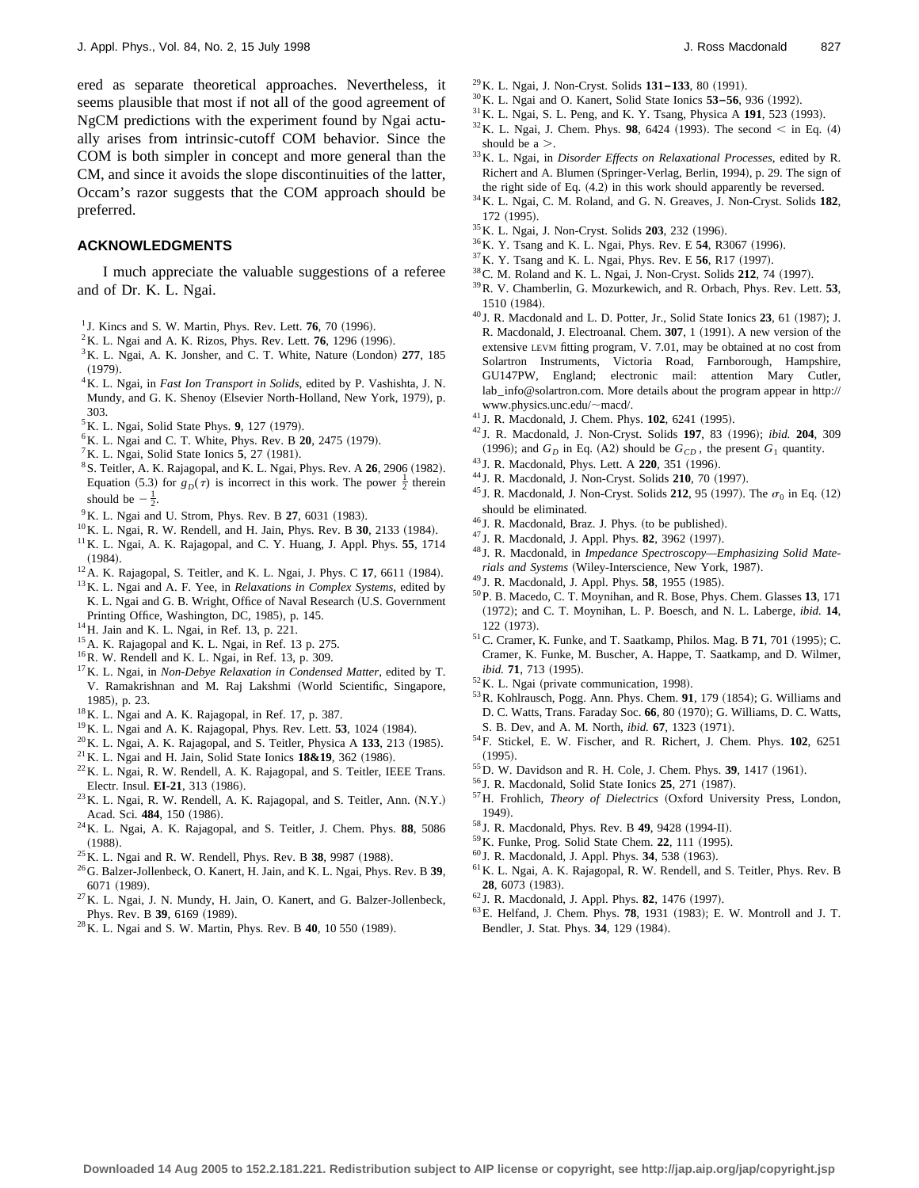ered as separate theoretical approaches. Nevertheless, it seems plausible that most if not all of the good agreement of NgCM predictions with the experiment found by Ngai actually arises from intrinsic-cutoff COM behavior. Since the COM is both simpler in concept and more general than the CM, and since it avoids the slope discontinuities of the latter, Occam's razor suggests that the COM approach should be preferred.

## ACKNOWLEDGMENTS

I much appreciate the valuable suggestions of a referee and of Dr. K. L. Ngai.

[1] J. Kincs and S. W. Martin, Phys. Rev. Lett. **76**, 70 (1996).
[2] K. L. Ngai and A. K. Rizos, Phys. Rev. Lett. **76**, 1296 (1996).
[3] K. L. Ngai, A. K. Jonsher, and C. T. White, Nature (London) **277**, 185 (1979).
[4] K. L. Ngai, in *Fast Ion Transport in Solids*, edited by P. Vashishta, J. N. Mundy, and G. K. Shenoy (Elsevier North-Holland, New York, 1979), p. 303.
[5] K. L. Ngai, Solid State Phys. **9**, 127 (1979).
[6] K. L. Ngai and C. T. White, Phys. Rev. B **20**, 2475 (1979).
[7] K. L. Ngai, Solid State Ionics **5**, 27 (1981).
[8] S. Teitler, A. K. Rajagopal, and K. L. Ngai, Phys. Rev. A **26**, 2906 (1982). Equation (5.3) for $g_D(\tau)$ is incorrect in this work. The power $\frac{1}{2}$ therein should be $-\frac{1}{2}$.
[9] K. L. Ngai and U. Strom, Phys. Rev. B **27**, 6031 (1983).
[10] K. L. Ngai, R. W. Rendell, and H. Jain, Phys. Rev. B **30**, 2133 (1984).
[11] K. L. Ngai, A. K. Rajagopal, and C. Y. Huang, J. Appl. Phys. **55**, 1714 (1984).
[12] A. K. Rajagopal, S. Teitler, and K. L. Ngai, J. Phys. C **17**, 6611 (1984).
[13] K. L. Ngai and A. F. Yee, in *Relaxations in Complex Systems*, edited by K. L. Ngai and G. B. Wright, Office of Naval Research (U.S. Government Printing Office, Washington, DC, 1985), p. 145.
[14] H. Jain and K. L. Ngai, in Ref. 13, p. 221.
[15] A. K. Rajagopal and K. L. Ngai, in Ref. 13 p. 275.
[16] R. W. Rendell and K. L. Ngai, in Ref. 13, p. 309.
[17] K. L. Ngai, in *Non-Debye Relaxation in Condensed Matter*, edited by T. V. Ramakrishnan and M. Raj Lakshmi (World Scientific, Singapore, 1985), p. 23.
[18] K. L. Ngai and A. K. Rajagopal, in Ref. 17, p. 387.
[19] K. L. Ngai and A. K. Rajagopal, Phys. Rev. Lett. **53**, 1024 (1984).
[20] K. L. Ngai, A. K. Rajagopal, and S. Teitler, Physica A **133**, 213 (1985).
[21] K. L. Ngai and H. Jain, Solid State Ionics **18&19**, 362 (1986).
[22] K. L. Ngai, R. W. Rendell, A. K. Rajagopal, and S. Teitler, IEEE Trans. Electr. Insul. **EI-21**, 313 (1986).
[23] K. L. Ngai, R. W. Rendell, A. K. Rajagopal, and S. Teitler, Ann. (N.Y.) Acad. Sci. **484**, 150 (1986).
[24] K. L. Ngai, A. K. Rajagopal, and S. Teitler, J. Chem. Phys. **88**, 5086 (1988).
[25] K. L. Ngai and R. W. Rendell, Phys. Rev. B **38**, 9987 (1988).
[26] G. Balzer-Jollenbeck, O. Kanert, H. Jain, and K. L. Ngai, Phys. Rev. B **39**, 6071 (1989).
[27] K. L. Ngai, J. N. Mundy, H. Jain, O. Kanert, and G. Balzer-Jollenbeck, Phys. Rev. B **39**, 6169 (1989).
[28] K. L. Ngai and S. W. Martin, Phys. Rev. B **40**, 10 550 (1989).
[29] K. L. Ngai, J. Non-Cryst. Solids **131–133**, 80 (1991).
[30] K. L. Ngai and O. Kanert, Solid State Ionics **53–56**, 936 (1992).
[31] K. L. Ngai, S. L. Peng, and K. Y. Tsang, Physica A **191**, 523 (1993).
[32] K. L. Ngai, J. Chem. Phys. **98**, 6424 (1993). The second $<$ in Eq. (4) should be a $>$.
[33] K. L. Ngai, in *Disorder Effects on Relaxational Processes*, edited by R. Richert and A. Blumen (Springer-Verlag, Berlin, 1994), p. 29. The sign of the right side of Eq. (4.2) in this work should apparently be reversed.
[34] K. L. Ngai, C. M. Roland, and G. N. Greaves, J. Non-Cryst. Solids **182**, 172 (1995).
[35] K. L. Ngai, J. Non-Cryst. Solids **203**, 232 (1996).
[36] K. Y. Tsang and K. L. Ngai, Phys. Rev. E **54**, R3067 (1996).
[37] K. Y. Tsang and K. L. Ngai, Phys. Rev. E **56**, R17 (1997).
[38] C. M. Roland and K. L. Ngai, J. Non-Cryst. Solids **212**, 74 (1997).
[39] R. V. Chamberlin, G. Mozurkewich, and R. Orbach, Phys. Rev. Lett. **53**, 1510 (1984).
[40] J. R. Macdonald and L. D. Potter, Jr., Solid State Ionics **23**, 61 (1987); J. R. Macdonald, J. Electroanal. Chem. **307**, 1 (1991). A new version of the extensive LEVM fitting program, V. 7.01, may be obtained at no cost from Solartron Instruments, Victoria Road, Farnborough, Hampshire, GU147PW, England; electronic mail: attention Mary Cutler, lab_info@solartron.com. More details about the program appear in http://www.physics.unc.edu/~macd/.
[41] J. R. Macdonald, J. Chem. Phys. **102**, 6241 (1995).
[42] J. R. Macdonald, J. Non-Cryst. Solids **197**, 83 (1996); *ibid.* **204**, 309 (1996); and $G_D$ in Eq. (A2) should be $G_{CD}$, the present $G_1$ quantity.
[43] J. R. Macdonald, Phys. Lett. A **220**, 351 (1996).
[44] J. R. Macdonald, J. Non-Cryst. Solids **210**, 70 (1997).
[45] J. R. Macdonald, J. Non-Cryst. Solids **212**, 95 (1997). The $\sigma_0$ in Eq. (12) should be eliminated.
[46] J. R. Macdonald, Braz. J. Phys. (to be published).
[47] J. R. Macdonald, J. Appl. Phys. **82**, 3962 (1997).
[48] J. R. Macdonald, in *Impedance Spectroscopy—Emphasizing Solid Materials and Systems* (Wiley-Interscience, New York, 1987).
[49] J. R. Macdonald, J. Appl. Phys. **58**, 1955 (1985).
[50] P. B. Macedo, C. T. Moynihan, and R. Bose, Phys. Chem. Glasses **13**, 171 (1972); and C. T. Moynihan, L. P. Boesch, and N. L. Laberge, *ibid.* **14**, 122 (1973).
[51] C. Cramer, K. Funke, and T. Saatkamp, Philos. Mag. B **71**, 701 (1995); C. Cramer, K. Funke, M. Buscher, A. Happe, T. Saatkamp, and D. Wilmer, *ibid.* **71**, 713 (1995).
[52] K. L. Ngai (private communication, 1998).
[53] R. Kohlrausch, Pogg. Ann. Phys. Chem. **91**, 179 (1854); G. Williams and D. C. Watts, Trans. Faraday Soc. **66**, 80 (1970); G. Williams, D. C. Watts, S. B. Dev, and A. M. North, *ibid.* **67**, 1323 (1971).
[54] F. Stickel, E. W. Fischer, and R. Richert, J. Chem. Phys. **102**, 6251 (1995).
[55] D. W. Davidson and R. H. Cole, J. Chem. Phys. **39**, 1417 (1961).
[56] J. R. Macdonald, Solid State Ionics **25**, 271 (1987).
[57] H. Frohlich, *Theory of Dielectrics* (Oxford University Press, London, 1949).
[58] J. R. Macdonald, Phys. Rev. B **49**, 9428 (1994-II).
[59] K. Funke, Prog. Solid State Chem. **22**, 111 (1995).
[60] J. R. Macdonald, J. Appl. Phys. **34**, 538 (1963).
[61] K. L. Ngai, A. K. Rajagopal, R. W. Rendell, and S. Teitler, Phys. Rev. B **28**, 6073 (1983).
[62] J. R. Macdonald, J. Appl. Phys. **82**, 1476 (1997).
[63] E. Helfand, J. Chem. Phys. **78**, 1931 (1983); E. W. Montroll and J. T. Bendler, J. Stat. Phys. **34**, 129 (1984).